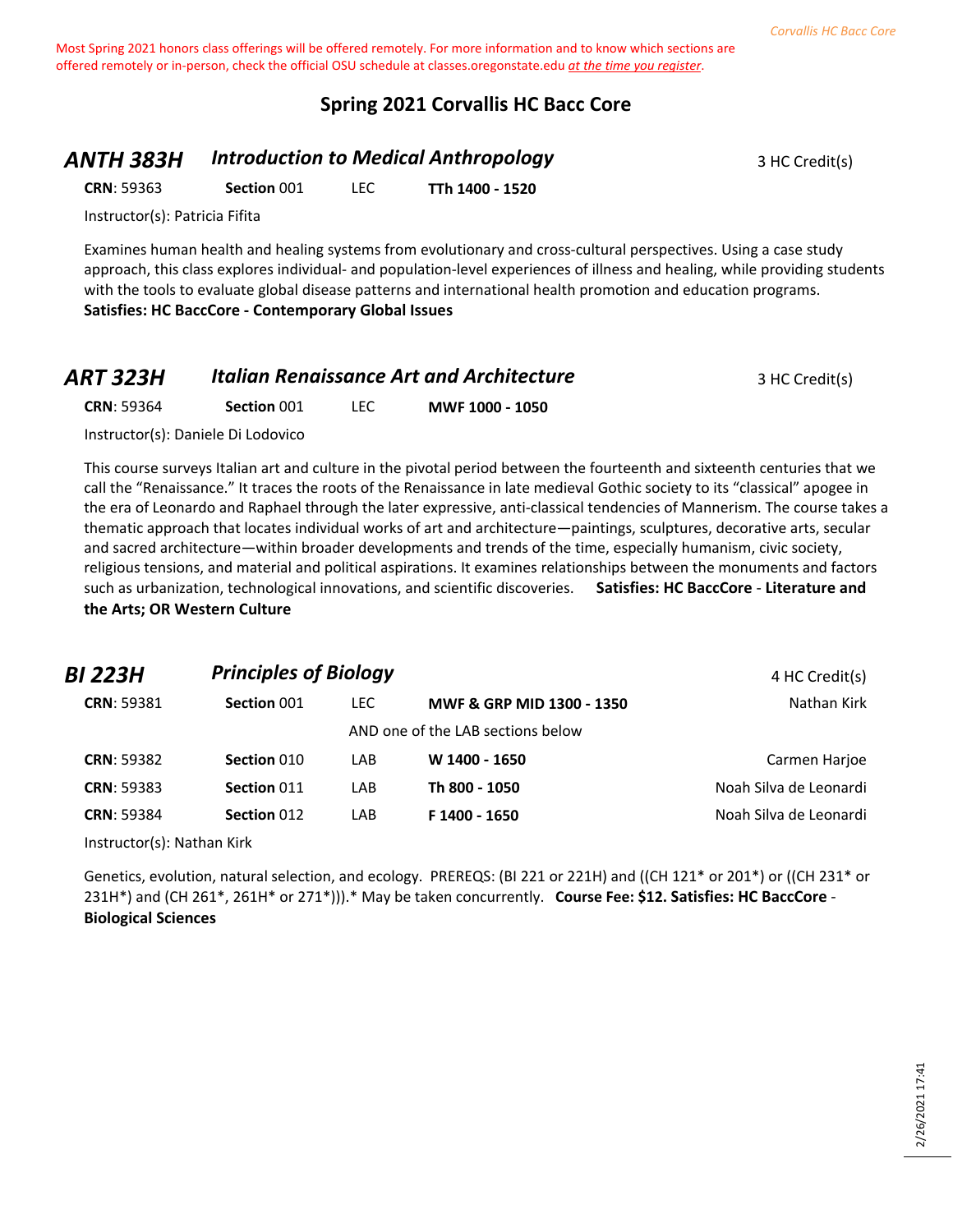Most Spring 2021 honors class offerings will be offered remotely. For more information and to know which sections are offered remotely or in-person, check the official OSU schedule at classes.oregonstate.edu *at the time you register*.

# Spring 2021 Corvallis HC Bacc Core

## ANTH 383H *Introduction to Medical Anthropology* — 3 HC Credit(s)

**CRN**: 59363 | **Section** 001 | LEC | **TTh 1400 - 1520**

Instructor(s): Patricia Fifita

Examines human health and healing systems from evolutionary and cross-cultural perspectives. Using a case study approach, this class explores individual- and population-level experiences of illness and healing, while providing students with the tools to evaluate global disease patterns and international health promotion and education programs. **Satisfies: HC BaccCore - Contemporary Global Issues**

## ART 323H *Italian Renaissance Art and Architecture* — 3 HC Credit(s)

**CRN**: 59364 | **Section** 001 | LEC | **MWF 1000 - 1050**

Instructor(s): Daniele Di Lodovico

This course surveys Italian art and culture in the pivotal period between the fourteenth and sixteenth centuries that we call the "Renaissance." It traces the roots of the Renaissance in late medieval Gothic society to its "classical" apogee in the era of Leonardo and Raphael through the later expressive, anti-classical tendencies of Mannerism. The course takes a thematic approach that locates individual works of art and architecture—paintings, sculptures, decorative arts, secular and sacred architecture—within broader developments and trends of the time, especially humanism, civic society, religious tensions, and material and political aspirations. It examines relationships between the monuments and factors such as urbanization, technological innovations, and scientific discoveries. **Satisfies: HC BaccCore - Literature and the Arts; OR Western Culture**

## BI 223H *Principles of Biology* — 4 HC Credit(s)

| CRN | Section | Type | Time | Instructor |
|---|---|---|---|---|
| **CRN**: 59381 | **Section** 001 | LEC | **MWF & GRP MID 1300 - 1350** | Nathan Kirk |
| | | AND one of the LAB sections below | | |
| **CRN**: 59382 | **Section** 010 | LAB | **W 1400 - 1650** | Carmen Harjoe |
| **CRN**: 59383 | **Section** 011 | LAB | **Th 800 - 1050** | Noah Silva de Leonardi |
| **CRN**: 59384 | **Section** 012 | LAB | **F 1400 - 1650** | Noah Silva de Leonardi |

Instructor(s): Nathan Kirk

Genetics, evolution, natural selection, and ecology. PREREQS: (BI 221 or 221H) and ((CH 121* or 201*) or ((CH 231* or 231H*) and (CH 261*, 261H* or 271*))).* May be taken concurrently. **Course Fee: $12. Satisfies: HC BaccCore - Biological Sciences**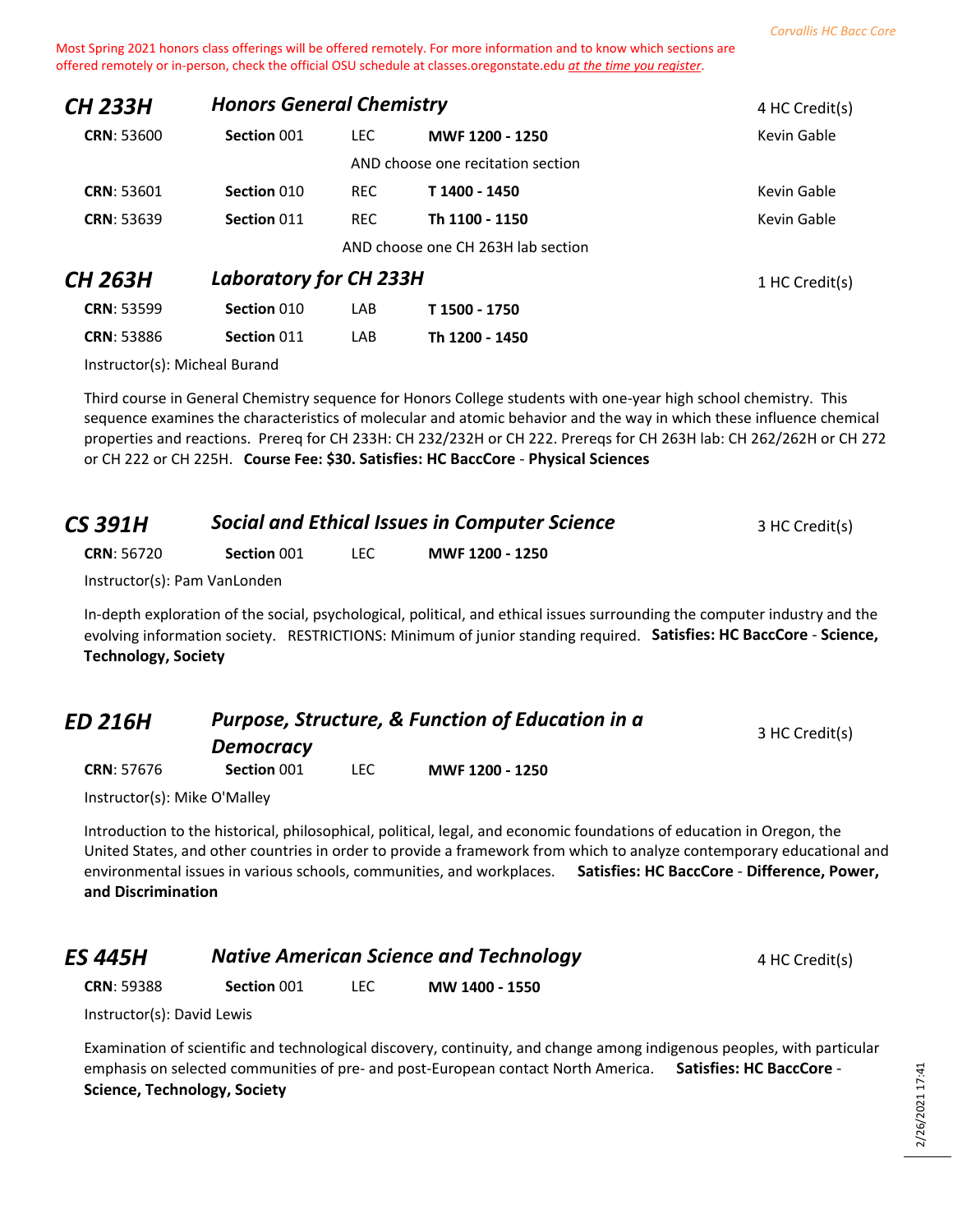Most Spring 2021 honors class offerings will be offered remotely. For more information and to know which sections are offered remotely or in-person, check the official OSU schedule at classes.oregonstate.edu *at the time you register*.

## CH 233H — *Honors General Chemistry* — 4 HC Credit(s)

| CRN | Section | Type | Time | Instructor |
|---|---|---|---|---|
| **CRN**: 53600 | **Section** 001 | LEC | **MWF 1200 - 1250** | Kevin Gable |
| | | | AND choose one recitation section | |
| **CRN**: 53601 | **Section** 010 | REC | **T 1400 - 1450** | Kevin Gable |
| **CRN**: 53639 | **Section** 011 | REC | **Th 1100 - 1150** | Kevin Gable |

AND choose one CH 263H lab section

## CH 263H — *Laboratory for CH 233H* — 1 HC Credit(s)

| CRN | Section | Type | Time |
|---|---|---|---|
| **CRN**: 53599 | **Section** 010 | LAB | **T 1500 - 1750** |
| **CRN**: 53886 | **Section** 011 | LAB | **Th 1200 - 1450** |

Instructor(s): Micheal Burand

Third course in General Chemistry sequence for Honors College students with one-year high school chemistry. This sequence examines the characteristics of molecular and atomic behavior and the way in which these influence chemical properties and reactions. Prereq for CH 233H: CH 232/232H or CH 222. Prereqs for CH 263H lab: CH 262/262H or CH 272 or CH 222 or CH 225H. **Course Fee: $30. Satisfies: HC BaccCore** - **Physical Sciences**

## CS 391H — *Social and Ethical Issues in Computer Science* — 3 HC Credit(s)

| CRN | Section | Type | Time |
|---|---|---|---|
| **CRN**: 56720 | **Section** 001 | LEC | **MWF 1200 - 1250** |

Instructor(s): Pam VanLonden

In-depth exploration of the social, psychological, political, and ethical issues surrounding the computer industry and the evolving information society. RESTRICTIONS: Minimum of junior standing required. **Satisfies: HC BaccCore** - **Science, Technology, Society**

## ED 216H — *Purpose, Structure, & Function of Education in a Democracy* — 3 HC Credit(s)

| CRN | Section | Type | Time |
|---|---|---|---|
| **CRN**: 57676 | **Section** 001 | LEC | **MWF 1200 - 1250** |

Instructor(s): Mike O'Malley

Introduction to the historical, philosophical, political, legal, and economic foundations of education in Oregon, the United States, and other countries in order to provide a framework from which to analyze contemporary educational and environmental issues in various schools, communities, and workplaces. **Satisfies: HC BaccCore** - **Difference, Power, and Discrimination**

## ES 445H — *Native American Science and Technology* — 4 HC Credit(s)

| CRN | Section | Type | Time |
|---|---|---|---|
| **CRN**: 59388 | **Section** 001 | LEC | **MW 1400 - 1550** |

Instructor(s): David Lewis

Examination of scientific and technological discovery, continuity, and change among indigenous peoples, with particular emphasis on selected communities of pre- and post-European contact North America. **Satisfies: HC BaccCore** - **Science, Technology, Society**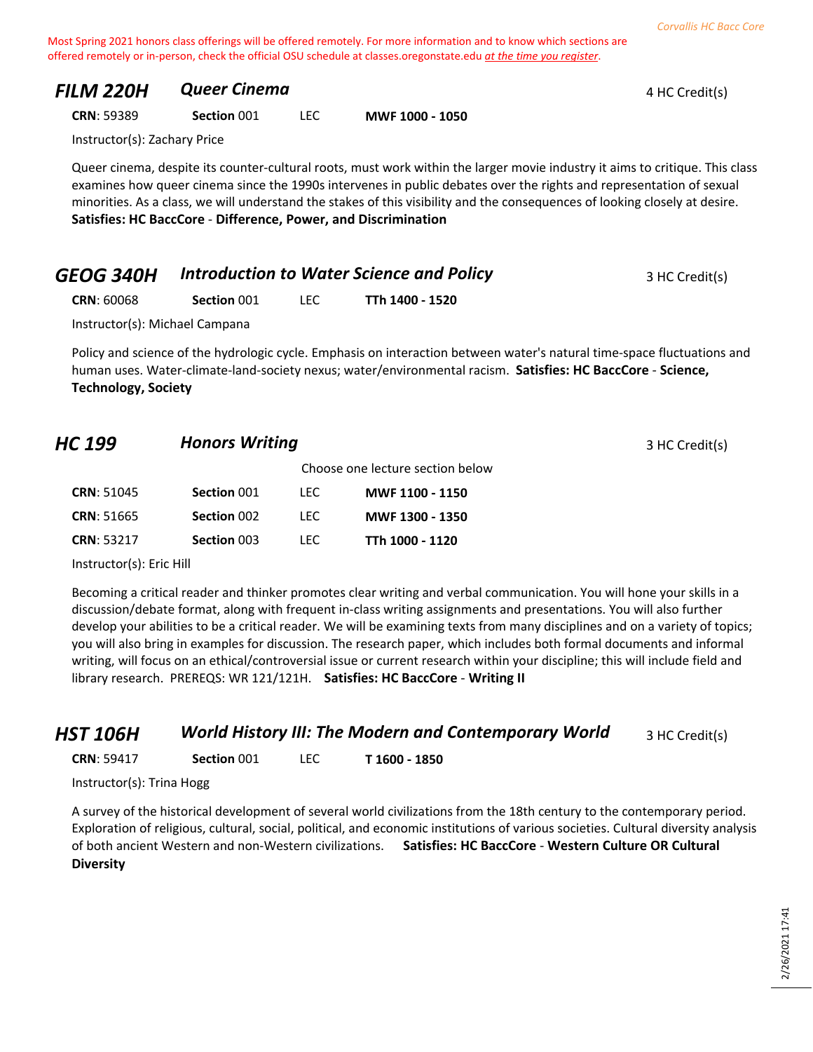Most Spring 2021 honors class offerings will be offered remotely. For more information and to know which sections are offered remotely or in-person, check the official OSU schedule at classes.oregonstate.edu *at the time you register*.

## FILM 220H — *Queer Cinema* — 4 HC Credit(s)

| CRN | Section | Type | Time |
|---|---|---|---|
| 59389 | 001 | LEC | MWF 1000 - 1050 |

Instructor(s): Zachary Price

Queer cinema, despite its counter-cultural roots, must work within the larger movie industry it aims to critique. This class examines how queer cinema since the 1990s intervenes in public debates over the rights and representation of sexual minorities. As a class, we will understand the stakes of this visibility and the consequences of looking closely at desire. **Satisfies: HC BaccCore** - **Difference, Power, and Discrimination**

## GEOG 340H — *Introduction to Water Science and Policy* — 3 HC Credit(s)

| CRN | Section | Type | Time |
|---|---|---|---|
| 60068 | 001 | LEC | TTh 1400 - 1520 |

Instructor(s): Michael Campana

Policy and science of the hydrologic cycle. Emphasis on interaction between water's natural time-space fluctuations and human uses. Water-climate-land-society nexus; water/environmental racism. **Satisfies: HC BaccCore** - **Science, Technology, Society**

## HC 199 — *Honors Writing* — 3 HC Credit(s)

Choose one lecture section below

| CRN | Section | Type | Time |
|---|---|---|---|
| 51045 | 001 | LEC | MWF 1100 - 1150 |
| 51665 | 002 | LEC | MWF 1300 - 1350 |
| 53217 | 003 | LEC | TTh 1000 - 1120 |

Instructor(s): Eric Hill

Becoming a critical reader and thinker promotes clear writing and verbal communication. You will hone your skills in a discussion/debate format, along with frequent in-class writing assignments and presentations. You will also further develop your abilities to be a critical reader. We will be examining texts from many disciplines and on a variety of topics; you will also bring in examples for discussion. The research paper, which includes both formal documents and informal writing, will focus on an ethical/controversial issue or current research within your discipline; this will include field and library research. PREREQS: WR 121/121H. **Satisfies: HC BaccCore** - **Writing II**

## HST 106H — *World History III: The Modern and Contemporary World* — 3 HC Credit(s)

| CRN | Section | Type | Time |
|---|---|---|---|
| 59417 | 001 | LEC | T 1600 - 1850 |

Instructor(s): Trina Hogg

A survey of the historical development of several world civilizations from the 18th century to the contemporary period. Exploration of religious, cultural, social, political, and economic institutions of various societies. Cultural diversity analysis of both ancient Western and non-Western civilizations. **Satisfies: HC BaccCore** - **Western Culture OR Cultural Diversity**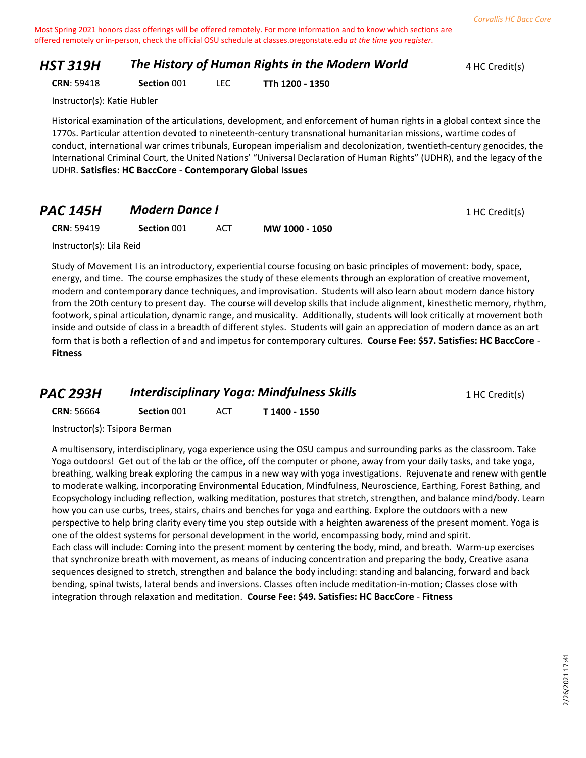Most Spring 2021 honors class offerings will be offered remotely. For more information and to know which sections are offered remotely or in-person, check the official OSU schedule at classes.oregonstate.edu *at the time you register*.

## HST 319H *The History of Human Rights in the Modern World*

4 HC Credit(s)

**CRN**: 59418 **Section** 001 LEC **TTh 1200 - 1350**

Instructor(s): Katie Hubler

Historical examination of the articulations, development, and enforcement of human rights in a global context since the 1770s. Particular attention devoted to nineteenth-century transnational humanitarian missions, wartime codes of conduct, international war crimes tribunals, European imperialism and decolonization, twentieth-century genocides, the International Criminal Court, the United Nations' "Universal Declaration of Human Rights" (UDHR), and the legacy of the UDHR. **Satisfies: HC BaccCore** - **Contemporary Global Issues**

## PAC 145H *Modern Dance I*

1 HC Credit(s)

**CRN**: 59419 **Section** 001 ACT **MW 1000 - 1050**

Instructor(s): Lila Reid

Study of Movement I is an introductory, experiential course focusing on basic principles of movement: body, space, energy, and time. The course emphasizes the study of these elements through an exploration of creative movement, modern and contemporary dance techniques, and improvisation. Students will also learn about modern dance history from the 20th century to present day. The course will develop skills that include alignment, kinesthetic memory, rhythm, footwork, spinal articulation, dynamic range, and musicality. Additionally, students will look critically at movement both inside and outside of class in a breadth of different styles. Students will gain an appreciation of modern dance as an art form that is both a reflection of and and impetus for contemporary cultures. **Course Fee: $57. Satisfies: HC BaccCore** - **Fitness**

## PAC 293H *Interdisciplinary Yoga: Mindfulness Skills*

1 HC Credit(s)

**CRN**: 56664 **Section** 001 ACT **T 1400 - 1550**

Instructor(s): Tsipora Berman

A multisensory, interdisciplinary, yoga experience using the OSU campus and surrounding parks as the classroom. Take Yoga outdoors! Get out of the lab or the office, off the computer or phone, away from your daily tasks, and take yoga, breathing, walking break exploring the campus in a new way with yoga investigations. Rejuvenate and renew with gentle to moderate walking, incorporating Environmental Education, Mindfulness, Neuroscience, Earthing, Forest Bathing, and Ecopsychology including reflection, walking meditation, postures that stretch, strengthen, and balance mind/body. Learn how you can use curbs, trees, stairs, chairs and benches for yoga and earthing. Explore the outdoors with a new perspective to help bring clarity every time you step outside with a heighten awareness of the present moment. Yoga is one of the oldest systems for personal development in the world, encompassing body, mind and spirit.
Each class will include: Coming into the present moment by centering the body, mind, and breath. Warm-up exercises that synchronize breath with movement, as means of inducing concentration and preparing the body, Creative asana sequences designed to stretch, strengthen and balance the body including: standing and balancing, forward and back bending, spinal twists, lateral bends and inversions. Classes often include meditation-in-motion; Classes close with integration through relaxation and meditation. **Course Fee: $49. Satisfies: HC BaccCore** - **Fitness**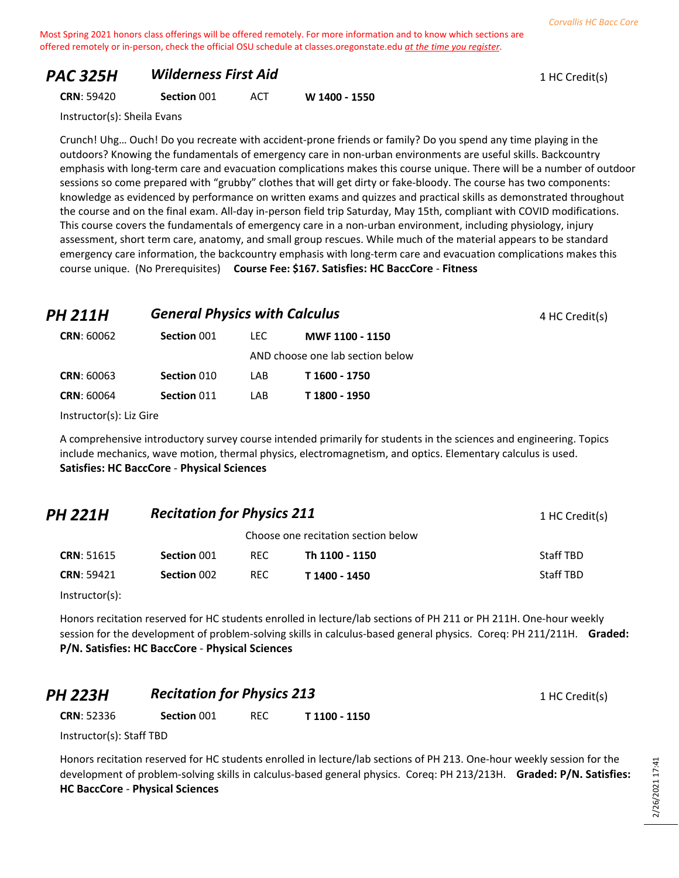Most Spring 2021 honors class offerings will be offered remotely. For more information and to know which sections are offered remotely or in-person, check the official OSU schedule at classes.oregonstate.edu *at the time you register*.

## PAC 325H *Wilderness First Aid*

1 HC Credit(s)

**CRN**: 59420 **Section** 001 ACT **W 1400 - 1550**

Instructor(s): Sheila Evans

Crunch! Uhg… Ouch! Do you recreate with accident-prone friends or family? Do you spend any time playing in the outdoors? Knowing the fundamentals of emergency care in non-urban environments are useful skills. Backcountry emphasis with long-term care and evacuation complications makes this course unique. There will be a number of outdoor sessions so come prepared with "grubby" clothes that will get dirty or fake-bloody. The course has two components: knowledge as evidenced by performance on written exams and quizzes and practical skills as demonstrated throughout the course and on the final exam. All-day in-person field trip Saturday, May 15th, compliant with COVID modifications. This course covers the fundamentals of emergency care in a non-urban environment, including physiology, injury assessment, short term care, anatomy, and small group rescues. While much of the material appears to be standard emergency care information, the backcountry emphasis with long-term care and evacuation complications makes this course unique. (No Prerequisites) **Course Fee: $167. Satisfies: HC BaccCore** - **Fitness**

## PH 211H *General Physics with Calculus*

4 HC Credit(s)

| CRN | Section | Type | Time |
|---|---|---|---|
| **CRN**: 60062 | **Section** 001 | LEC | **MWF 1100 - 1150** |
| | | AND choose one lab section below | |
| **CRN**: 60063 | **Section** 010 | LAB | **T 1600 - 1750** |
| **CRN**: 60064 | **Section** 011 | LAB | **T 1800 - 1950** |

Instructor(s): Liz Gire

A comprehensive introductory survey course intended primarily for students in the sciences and engineering. Topics include mechanics, wave motion, thermal physics, electromagnetism, and optics. Elementary calculus is used. **Satisfies: HC BaccCore** - **Physical Sciences**

## PH 221H *Recitation for Physics 211*

1 HC Credit(s)

Choose one recitation section below

| CRN | Section | Type | Time | Instructor |
|---|---|---|---|---|
| **CRN**: 51615 | **Section** 001 | REC | **Th 1100 - 1150** | Staff TBD |
| **CRN**: 59421 | **Section** 002 | REC | **T 1400 - 1450** | Staff TBD |

Instructor(s):

Honors recitation reserved for HC students enrolled in lecture/lab sections of PH 211 or PH 211H. One-hour weekly session for the development of problem-solving skills in calculus-based general physics. Coreq: PH 211/211H. **Graded: P/N. Satisfies: HC BaccCore** - **Physical Sciences**

## PH 223H *Recitation for Physics 213*

1 HC Credit(s)

**CRN**: 52336 **Section** 001 REC **T 1100 - 1150**

Instructor(s): Staff TBD

Honors recitation reserved for HC students enrolled in lecture/lab sections of PH 213. One-hour weekly session for the development of problem-solving skills in calculus-based general physics. Coreq: PH 213/213H. **Graded: P/N. Satisfies: HC BaccCore** - **Physical Sciences**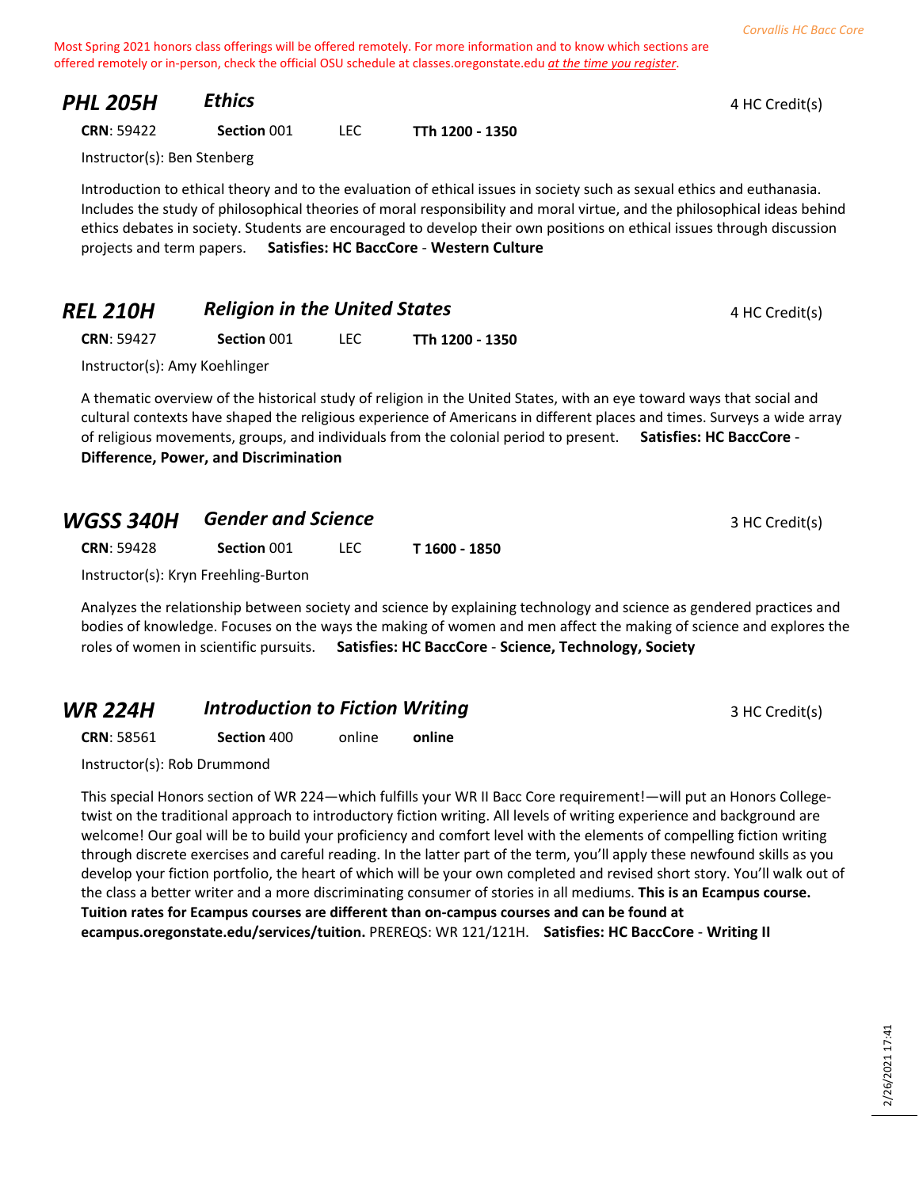Most Spring 2021 honors class offerings will be offered remotely. For more information and to know which sections are offered remotely or in-person, check the official OSU schedule at classes.oregonstate.edu *at the time you register*.

## PHL 205H *Ethics*

4 HC Credit(s)

**CRN**: 59422 **Section** 001 LEC **TTh 1200 - 1350**

Instructor(s): Ben Stenberg

Introduction to ethical theory and to the evaluation of ethical issues in society such as sexual ethics and euthanasia. Includes the study of philosophical theories of moral responsibility and moral virtue, and the philosophical ideas behind ethics debates in society. Students are encouraged to develop their own positions on ethical issues through discussion projects and term papers. **Satisfies: HC BaccCore - Western Culture**

## REL 210H *Religion in the United States*

4 HC Credit(s)

**CRN**: 59427 **Section** 001 LEC **TTh 1200 - 1350**

Instructor(s): Amy Koehlinger

A thematic overview of the historical study of religion in the United States, with an eye toward ways that social and cultural contexts have shaped the religious experience of Americans in different places and times. Surveys a wide array of religious movements, groups, and individuals from the colonial period to present. **Satisfies: HC BaccCore - Difference, Power, and Discrimination**

## WGSS 340H *Gender and Science*

3 HC Credit(s)

**CRN**: 59428 **Section** 001 LEC **T 1600 - 1850**

Instructor(s): Kryn Freehling-Burton

Analyzes the relationship between society and science by explaining technology and science as gendered practices and bodies of knowledge. Focuses on the ways the making of women and men affect the making of science and explores the roles of women in scientific pursuits. **Satisfies: HC BaccCore - Science, Technology, Society**

## WR 224H *Introduction to Fiction Writing*

3 HC Credit(s)

**CRN**: 58561 **Section** 400 online **online**

Instructor(s): Rob Drummond

This special Honors section of WR 224—which fulfills your WR II Bacc Core requirement!—will put an Honors College-twist on the traditional approach to introductory fiction writing. All levels of writing experience and background are welcome! Our goal will be to build your proficiency and comfort level with the elements of compelling fiction writing through discrete exercises and careful reading. In the latter part of the term, you'll apply these newfound skills as you develop your fiction portfolio, the heart of which will be your own completed and revised short story. You'll walk out of the class a better writer and a more discriminating consumer of stories in all mediums. **This is an Ecampus course. Tuition rates for Ecampus courses are different than on-campus courses and can be found at ecampus.oregonstate.edu/services/tuition.** PREREQS: WR 121/121H. **Satisfies: HC BaccCore - Writing II**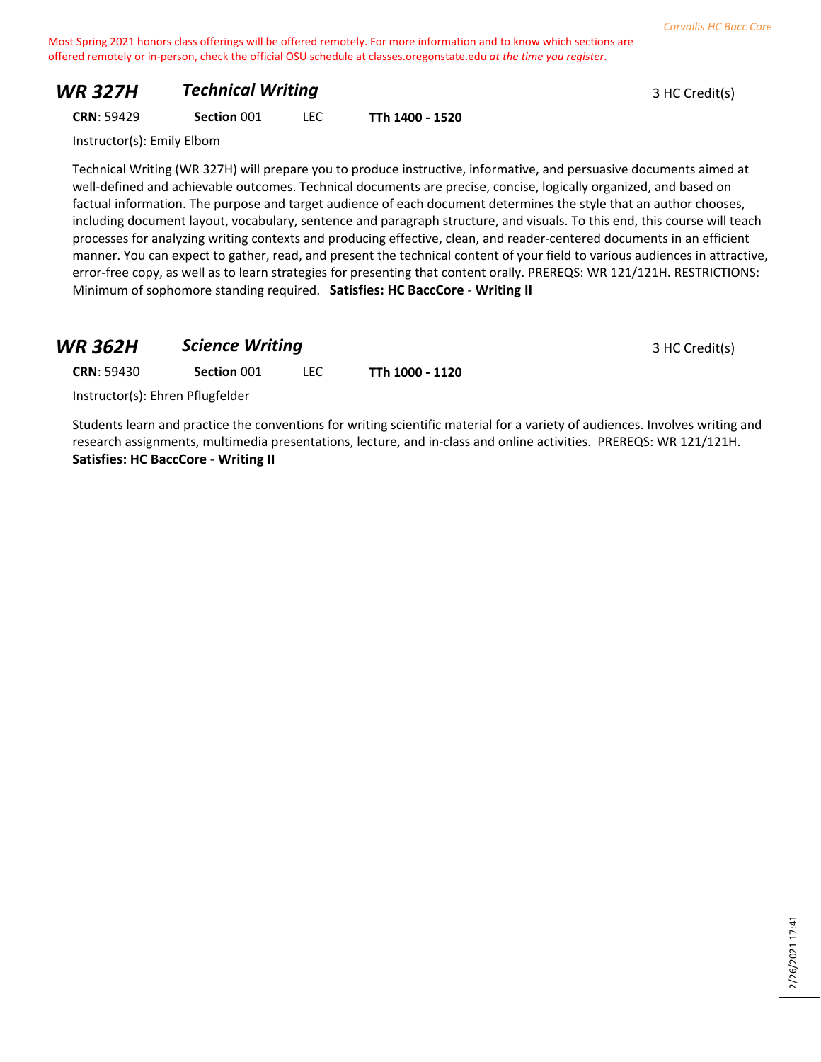Most Spring 2021 honors class offerings will be offered remotely. For more information and to know which sections are offered remotely or in-person, check the official OSU schedule at classes.oregonstate.edu *at the time you register*.

## *WR 327H* *Technical Writing*

3 HC Credit(s)

**CRN**: 59429 **Section** 001 LEC **TTh 1400 - 1520**

Instructor(s): Emily Elbom

Technical Writing (WR 327H) will prepare you to produce instructive, informative, and persuasive documents aimed at well-defined and achievable outcomes. Technical documents are precise, concise, logically organized, and based on factual information. The purpose and target audience of each document determines the style that an author chooses, including document layout, vocabulary, sentence and paragraph structure, and visuals. To this end, this course will teach processes for analyzing writing contexts and producing effective, clean, and reader-centered documents in an efficient manner. You can expect to gather, read, and present the technical content of your field to various audiences in attractive, error-free copy, as well as to learn strategies for presenting that content orally. PREREQS: WR 121/121H. RESTRICTIONS: Minimum of sophomore standing required. **Satisfies: HC BaccCore** - **Writing II**

## *WR 362H* *Science Writing*

3 HC Credit(s)

**CRN**: 59430 **Section** 001 LEC **TTh 1000 - 1120**

Instructor(s): Ehren Pflugfelder

Students learn and practice the conventions for writing scientific material for a variety of audiences. Involves writing and research assignments, multimedia presentations, lecture, and in-class and online activities. PREREQS: WR 121/121H.
**Satisfies: HC BaccCore** - **Writing II**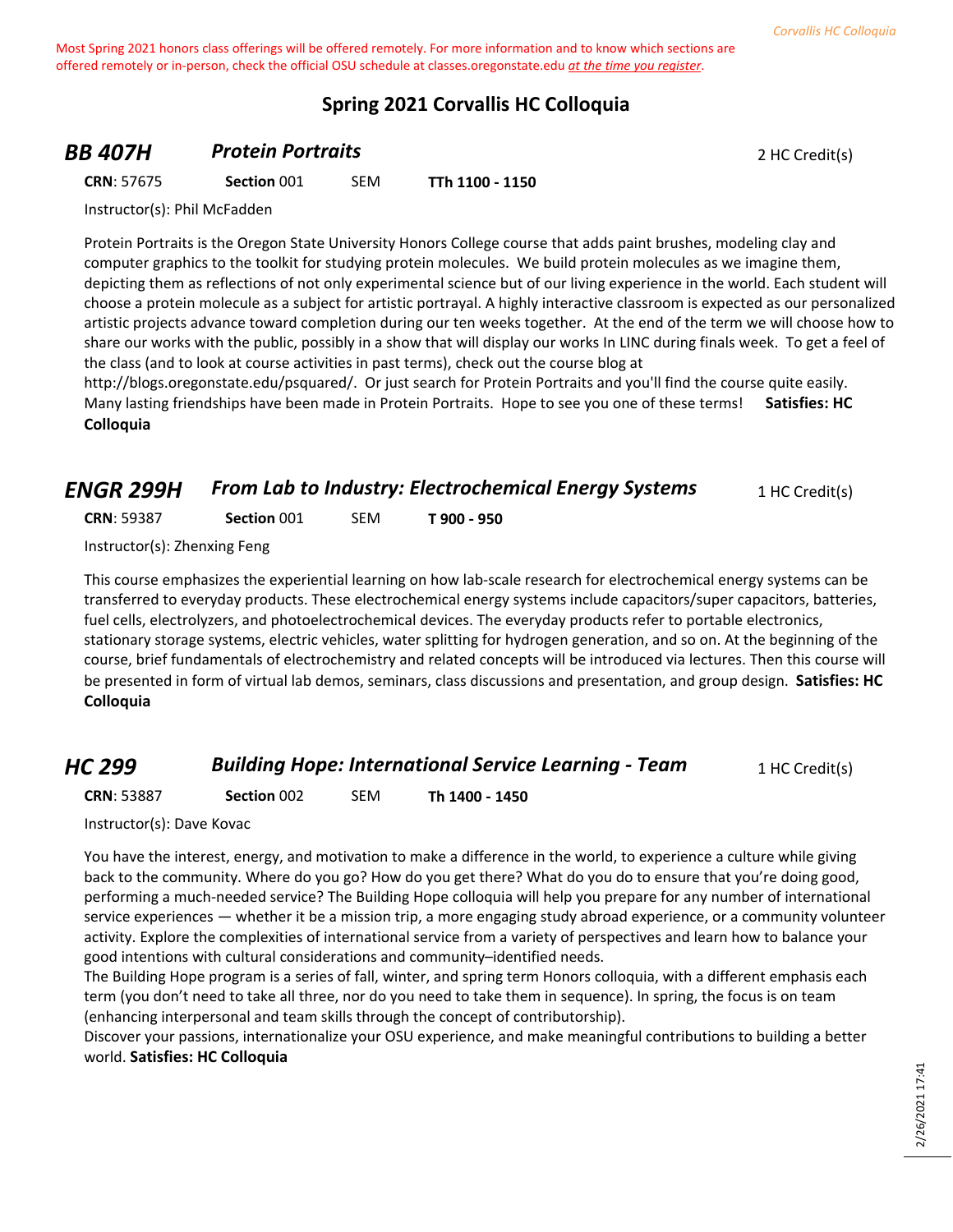Most Spring 2021 honors class offerings will be offered remotely. For more information and to know which sections are offered remotely or in-person, check the official OSU schedule at classes.oregonstate.edu *at the time you register*.

# Spring 2021 Corvallis HC Colloquia

## *BB 407H* — *Protein Portraits*

2 HC Credit(s)

**CRN**: 57675 **Section** 001 SEM **TTh 1100 - 1150**

Instructor(s): Phil McFadden

Protein Portraits is the Oregon State University Honors College course that adds paint brushes, modeling clay and computer graphics to the toolkit for studying protein molecules. We build protein molecules as we imagine them, depicting them as reflections of not only experimental science but of our living experience in the world. Each student will choose a protein molecule as a subject for artistic portrayal. A highly interactive classroom is expected as our personalized artistic projects advance toward completion during our ten weeks together. At the end of the term we will choose how to share our works with the public, possibly in a show that will display our works In LINC during finals week. To get a feel of the class (and to look at course activities in past terms), check out the course blog at http://blogs.oregonstate.edu/psquared/. Or just search for Protein Portraits and you'll find the course quite easily. Many lasting friendships have been made in Protein Portraits. Hope to see you one of these terms! **Satisfies: HC Colloquia**

## *ENGR 299H* — *From Lab to Industry: Electrochemical Energy Systems*

1 HC Credit(s)

**CRN**: 59387 **Section** 001 SEM **T 900 - 950**

Instructor(s): Zhenxing Feng

This course emphasizes the experiential learning on how lab-scale research for electrochemical energy systems can be transferred to everyday products. These electrochemical energy systems include capacitors/super capacitors, batteries, fuel cells, electrolyzers, and photoelectrochemical devices. The everyday products refer to portable electronics, stationary storage systems, electric vehicles, water splitting for hydrogen generation, and so on. At the beginning of the course, brief fundamentals of electrochemistry and related concepts will be introduced via lectures. Then this course will be presented in form of virtual lab demos, seminars, class discussions and presentation, and group design. **Satisfies: HC Colloquia**

## *HC 299* — *Building Hope: International Service Learning - Team*

1 HC Credit(s)

**CRN**: 53887 **Section** 002 SEM **Th 1400 - 1450**

Instructor(s): Dave Kovac

You have the interest, energy, and motivation to make a difference in the world, to experience a culture while giving back to the community. Where do you go? How do you get there? What do you do to ensure that you're doing good, performing a much-needed service? The Building Hope colloquia will help you prepare for any number of international service experiences — whether it be a mission trip, a more engaging study abroad experience, or a community volunteer activity. Explore the complexities of international service from a variety of perspectives and learn how to balance your good intentions with cultural considerations and community–identified needs.

The Building Hope program is a series of fall, winter, and spring term Honors colloquia, with a different emphasis each term (you don't need to take all three, nor do you need to take them in sequence). In spring, the focus is on team (enhancing interpersonal and team skills through the concept of contributorship).

Discover your passions, internationalize your OSU experience, and make meaningful contributions to building a better world. **Satisfies: HC Colloquia**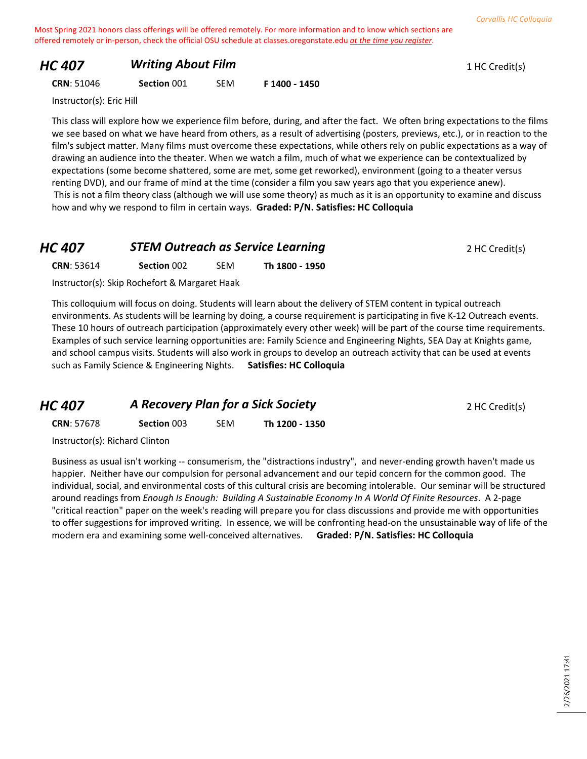Most Spring 2021 honors class offerings will be offered remotely. For more information and to know which sections are offered remotely or in-person, check the official OSU schedule at classes.oregonstate.edu *at the time you register*.

## HC 407 — *Writing About Film*

1 HC Credit(s)

**CRN**: 51046 **Section** 001 SEM **F 1400 - 1450**

Instructor(s): Eric Hill

This class will explore how we experience film before, during, and after the fact. We often bring expectations to the films we see based on what we have heard from others, as a result of advertising (posters, previews, etc.), or in reaction to the film's subject matter. Many films must overcome these expectations, while others rely on public expectations as a way of drawing an audience into the theater. When we watch a film, much of what we experience can be contextualized by expectations (some become shattered, some are met, some get reworked), environment (going to a theater versus renting DVD), and our frame of mind at the time (consider a film you saw years ago that you experience anew). This is not a film theory class (although we will use some theory) as much as it is an opportunity to examine and discuss how and why we respond to film in certain ways. **Graded: P/N. Satisfies: HC Colloquia**

## HC 407 — *STEM Outreach as Service Learning*

2 HC Credit(s)

**CRN**: 53614 **Section** 002 SEM **Th 1800 - 1950**

Instructor(s): Skip Rochefort & Margaret Haak

This colloquium will focus on doing. Students will learn about the delivery of STEM content in typical outreach environments. As students will be learning by doing, a course requirement is participating in five K-12 Outreach events. These 10 hours of outreach participation (approximately every other week) will be part of the course time requirements. Examples of such service learning opportunities are: Family Science and Engineering Nights, SEA Day at Knights game, and school campus visits. Students will also work in groups to develop an outreach activity that can be used at events such as Family Science & Engineering Nights. **Satisfies: HC Colloquia**

## HC 407 — *A Recovery Plan for a Sick Society*

2 HC Credit(s)

**CRN**: 57678 **Section** 003 SEM **Th 1200 - 1350**

Instructor(s): Richard Clinton

Business as usual isn't working -- consumerism, the "distractions industry", and never-ending growth haven't made us happier. Neither have our compulsion for personal advancement and our tepid concern for the common good. The individual, social, and environmental costs of this cultural crisis are becoming intolerable. Our seminar will be structured around readings from *Enough Is Enough: Building A Sustainable Economy In A World Of Finite Resources*. A 2-page "critical reaction" paper on the week's reading will prepare you for class discussions and provide me with opportunities to offer suggestions for improved writing. In essence, we will be confronting head-on the unsustainable way of life of the modern era and examining some well-conceived alternatives. **Graded: P/N. Satisfies: HC Colloquia**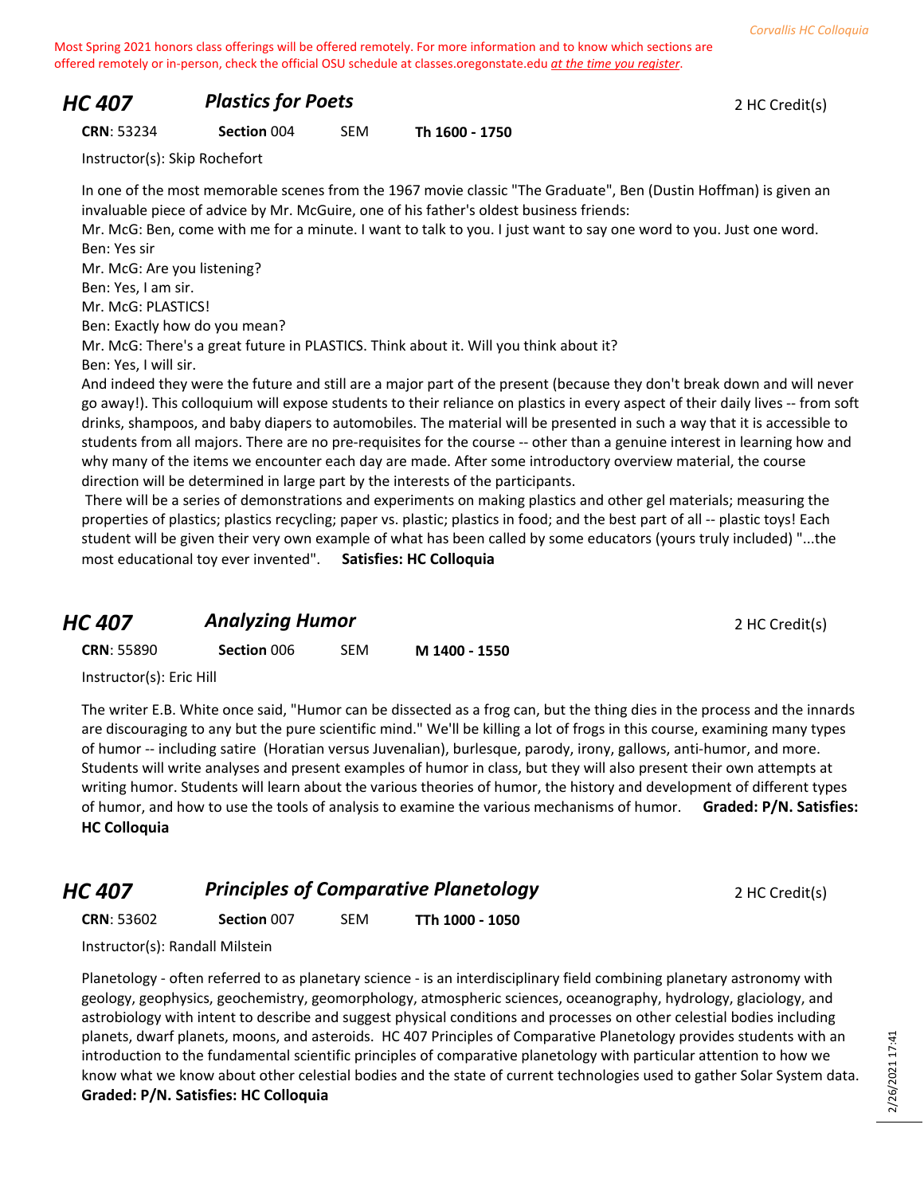Most Spring 2021 honors class offerings will be offered remotely. For more information and to know which sections are offered remotely or in-person, check the official OSU schedule at classes.oregonstate.edu *at the time you register*.

## HC 407 — *Plastics for Poets*

2 HC Credit(s)

**CRN**: 53234 **Section** 004 SEM **Th 1600 - 1750**

Instructor(s): Skip Rochefort

In one of the most memorable scenes from the 1967 movie classic "The Graduate", Ben (Dustin Hoffman) is given an invaluable piece of advice by Mr. McGuire, one of his father's oldest business friends:
Mr. McG: Ben, come with me for a minute. I want to talk to you. I just want to say one word to you. Just one word.
Ben: Yes sir
Mr. McG: Are you listening?
Ben: Yes, I am sir.
Mr. McG: PLASTICS!
Ben: Exactly how do you mean?
Mr. McG: There's a great future in PLASTICS. Think about it. Will you think about it?
Ben: Yes, I will sir.
And indeed they were the future and still are a major part of the present (because they don't break down and will never go away!). This colloquium will expose students to their reliance on plastics in every aspect of their daily lives -- from soft drinks, shampoos, and baby diapers to automobiles. The material will be presented in such a way that it is accessible to students from all majors. There are no pre-requisites for the course -- other than a genuine interest in learning how and why many of the items we encounter each day are made. After some introductory overview material, the course direction will be determined in large part by the interests of the participants.
There will be a series of demonstrations and experiments on making plastics and other gel materials; measuring the properties of plastics; plastics recycling; paper vs. plastic; plastics in food; and the best part of all -- plastic toys! Each student will be given their very own example of what has been called by some educators (yours truly included) "...the most educational toy ever invented". **Satisfies: HC Colloquia**

## HC 407 — *Analyzing Humor*

2 HC Credit(s)

**CRN**: 55890 **Section** 006 SEM **M 1400 - 1550**

Instructor(s): Eric Hill

The writer E.B. White once said, "Humor can be dissected as a frog can, but the thing dies in the process and the innards are discouraging to any but the pure scientific mind." We'll be killing a lot of frogs in this course, examining many types of humor -- including satire (Horatian versus Juvenalian), burlesque, parody, irony, gallows, anti-humor, and more. Students will write analyses and present examples of humor in class, but they will also present their own attempts at writing humor. Students will learn about the various theories of humor, the history and development of different types of humor, and how to use the tools of analysis to examine the various mechanisms of humor. **Graded: P/N. Satisfies: HC Colloquia**

## HC 407 — *Principles of Comparative Planetology*

2 HC Credit(s)

**CRN**: 53602 **Section** 007 SEM **TTh 1000 - 1050**

Instructor(s): Randall Milstein

Planetology - often referred to as planetary science - is an interdisciplinary field combining planetary astronomy with geology, geophysics, geochemistry, geomorphology, atmospheric sciences, oceanography, hydrology, glaciology, and astrobiology with intent to describe and suggest physical conditions and processes on other celestial bodies including planets, dwarf planets, moons, and asteroids. HC 407 Principles of Comparative Planetology provides students with an introduction to the fundamental scientific principles of comparative planetology with particular attention to how we know what we know about other celestial bodies and the state of current technologies used to gather Solar System data. **Graded: P/N. Satisfies: HC Colloquia**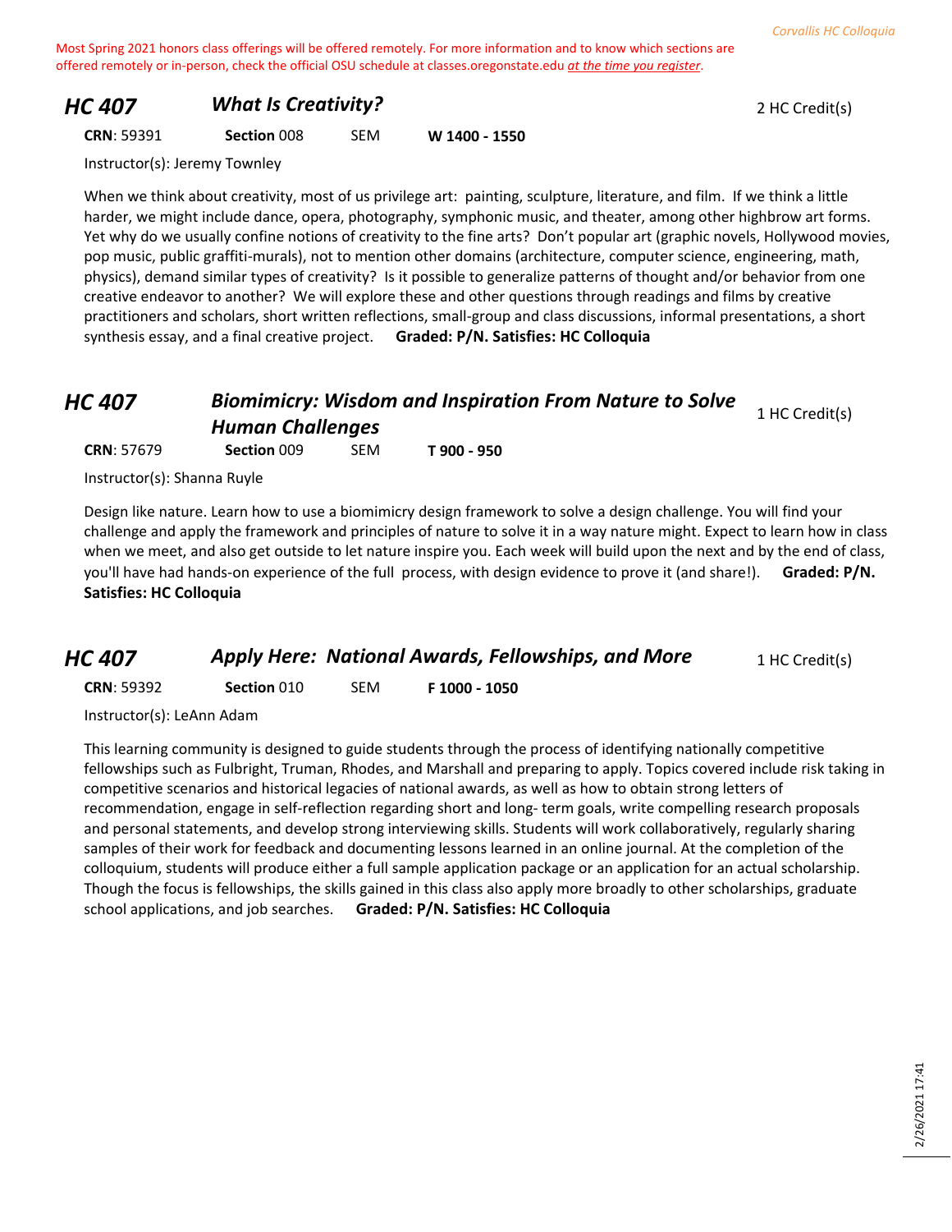Most Spring 2021 honors class offerings will be offered remotely. For more information and to know which sections are offered remotely or in-person, check the official OSU schedule at classes.oregonstate.edu *at the time you register*.

## HC 407 *What Is Creativity?* — 2 HC Credit(s)

**CRN**: 59391 **Section** 008 SEM **W 1400 - 1550**

Instructor(s): Jeremy Townley

When we think about creativity, most of us privilege art: painting, sculpture, literature, and film. If we think a little harder, we might include dance, opera, photography, symphonic music, and theater, among other highbrow art forms. Yet why do we usually confine notions of creativity to the fine arts? Don't popular art (graphic novels, Hollywood movies, pop music, public graffiti-murals), not to mention other domains (architecture, computer science, engineering, math, physics), demand similar types of creativity? Is it possible to generalize patterns of thought and/or behavior from one creative endeavor to another? We will explore these and other questions through readings and films by creative practitioners and scholars, short written reflections, small-group and class discussions, informal presentations, a short synthesis essay, and a final creative project. **Graded: P/N. Satisfies: HC Colloquia**

## HC 407 *Biomimicry: Wisdom and Inspiration From Nature to Solve Human Challenges* — 1 HC Credit(s)

**CRN**: 57679 **Section** 009 SEM **T 900 - 950**

Instructor(s): Shanna Ruyle

Design like nature. Learn how to use a biomimicry design framework to solve a design challenge. You will find your challenge and apply the framework and principles of nature to solve it in a way nature might. Expect to learn how in class when we meet, and also get outside to let nature inspire you. Each week will build upon the next and by the end of class, you'll have had hands-on experience of the full process, with design evidence to prove it (and share!). **Graded: P/N. Satisfies: HC Colloquia**

## HC 407 *Apply Here: National Awards, Fellowships, and More* — 1 HC Credit(s)

**CRN**: 59392 **Section** 010 SEM **F 1000 - 1050**

Instructor(s): LeAnn Adam

This learning community is designed to guide students through the process of identifying nationally competitive fellowships such as Fulbright, Truman, Rhodes, and Marshall and preparing to apply. Topics covered include risk taking in competitive scenarios and historical legacies of national awards, as well as how to obtain strong letters of recommendation, engage in self-reflection regarding short and long- term goals, write compelling research proposals and personal statements, and develop strong interviewing skills. Students will work collaboratively, regularly sharing samples of their work for feedback and documenting lessons learned in an online journal. At the completion of the colloquium, students will produce either a full sample application package or an application for an actual scholarship. Though the focus is fellowships, the skills gained in this class also apply more broadly to other scholarships, graduate school applications, and job searches. **Graded: P/N. Satisfies: HC Colloquia**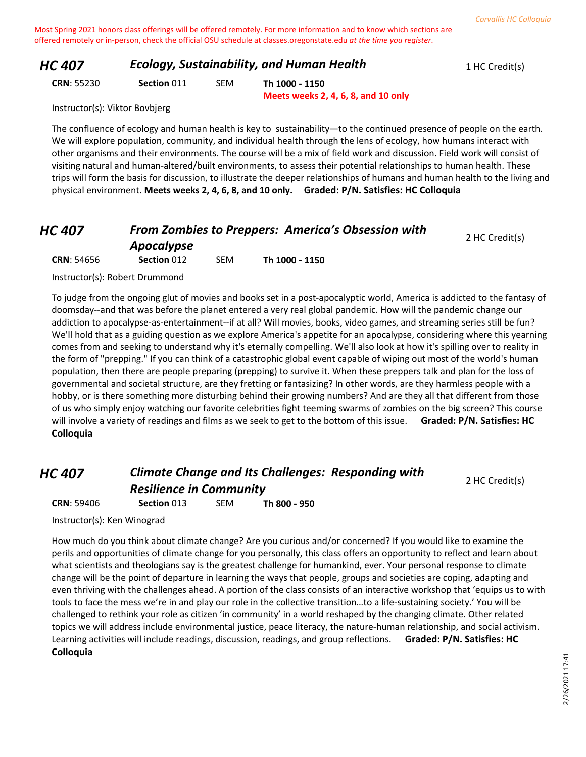Most Spring 2021 honors class offerings will be offered remotely. For more information and to know which sections are offered remotely or in-person, check the official OSU schedule at classes.oregonstate.edu *at the time you register*.

## HC 407 — *Ecology, Sustainability, and Human Health*

1 HC Credit(s)

**CRN**: 55230 **Section** 011 SEM **Th 1000 - 1150**
**Meets weeks 2, 4, 6, 8, and 10 only**

Instructor(s): Viktor Bovbjerg

The confluence of ecology and human health is key to sustainability—to the continued presence of people on the earth. We will explore population, community, and individual health through the lens of ecology, how humans interact with other organisms and their environments. The course will be a mix of field work and discussion. Field work will consist of visiting natural and human-altered/built environments, to assess their potential relationships to human health. These trips will form the basis for discussion, to illustrate the deeper relationships of humans and human health to the living and physical environment. **Meets weeks 2, 4, 6, 8, and 10 only. Graded: P/N. Satisfies: HC Colloquia**

## HC 407 — *From Zombies to Preppers: America's Obsession with Apocalypse*

2 HC Credit(s)

**CRN**: 54656 **Section** 012 SEM **Th 1000 - 1150**

Instructor(s): Robert Drummond

To judge from the ongoing glut of movies and books set in a post-apocalyptic world, America is addicted to the fantasy of doomsday--and that was before the planet entered a very real global pandemic. How will the pandemic change our addiction to apocalypse-as-entertainment--if at all? Will movies, books, video games, and streaming series still be fun? We'll hold that as a guiding question as we explore America's appetite for an apocalypse, considering where this yearning comes from and seeking to understand why it's eternally compelling. We'll also look at how it's spilling over to reality in the form of "prepping." If you can think of a catastrophic global event capable of wiping out most of the world's human population, then there are people preparing (prepping) to survive it. When these preppers talk and plan for the loss of governmental and societal structure, are they fretting or fantasizing? In other words, are they harmless people with a hobby, or is there something more disturbing behind their growing numbers? And are they all that different from those of us who simply enjoy watching our favorite celebrities fight teeming swarms of zombies on the big screen? This course will involve a variety of readings and films as we seek to get to the bottom of this issue. **Graded: P/N. Satisfies: HC Colloquia**

## HC 407 — *Climate Change and Its Challenges: Responding with Resilience in Community*

2 HC Credit(s)

**CRN**: 59406 **Section** 013 SEM **Th 800 - 950**

Instructor(s): Ken Winograd

How much do you think about climate change? Are you curious and/or concerned? If you would like to examine the perils and opportunities of climate change for you personally, this class offers an opportunity to reflect and learn about what scientists and theologians say is the greatest challenge for humankind, ever. Your personal response to climate change will be the point of departure in learning the ways that people, groups and societies are coping, adapting and even thriving with the challenges ahead. A portion of the class consists of an interactive workshop that 'equips us to with tools to face the mess we're in and play our role in the collective transition…to a life-sustaining society.' You will be challenged to rethink your role as citizen 'in community' in a world reshaped by the changing climate. Other related topics we will address include environmental justice, peace literacy, the nature-human relationship, and social activism. Learning activities will include readings, discussion, readings, and group reflections. **Graded: P/N. Satisfies: HC Colloquia**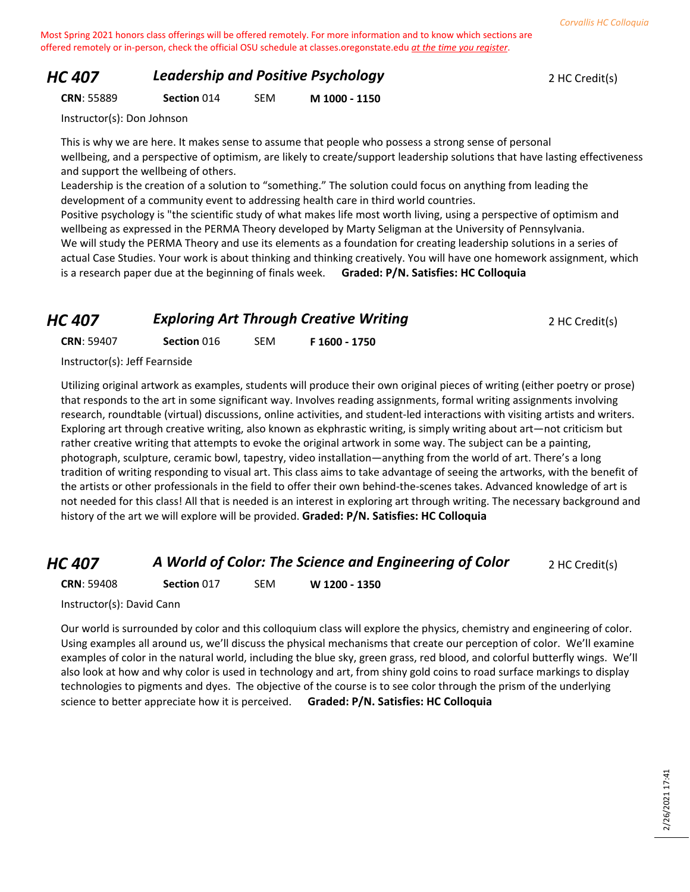Most Spring 2021 honors class offerings will be offered remotely. For more information and to know which sections are offered remotely or in-person, check the official OSU schedule at classes.oregonstate.edu *at the time you register*.

## HC 407 — *Leadership and Positive Psychology* — 2 HC Credit(s)

**CRN**: 55889 **Section** 014 SEM **M 1000 - 1150**

Instructor(s): Don Johnson

This is why we are here. It makes sense to assume that people who possess a strong sense of personal wellbeing, and a perspective of optimism, are likely to create/support leadership solutions that have lasting effectiveness and support the wellbeing of others.
Leadership is the creation of a solution to "something." The solution could focus on anything from leading the development of a community event to addressing health care in third world countries.
Positive psychology is "the scientific study of what makes life most worth living, using a perspective of optimism and wellbeing as expressed in the PERMA Theory developed by Marty Seligman at the University of Pennsylvania.
We will study the PERMA Theory and use its elements as a foundation for creating leadership solutions in a series of actual Case Studies. Your work is about thinking and thinking creatively. You will have one homework assignment, which is a research paper due at the beginning of finals week. **Graded: P/N. Satisfies: HC Colloquia**

## HC 407 — *Exploring Art Through Creative Writing* — 2 HC Credit(s)

**CRN**: 59407 **Section** 016 SEM **F 1600 - 1750**

Instructor(s): Jeff Fearnside

Utilizing original artwork as examples, students will produce their own original pieces of writing (either poetry or prose) that responds to the art in some significant way. Involves reading assignments, formal writing assignments involving research, roundtable (virtual) discussions, online activities, and student-led interactions with visiting artists and writers. Exploring art through creative writing, also known as ekphrastic writing, is simply writing about art—not criticism but rather creative writing that attempts to evoke the original artwork in some way. The subject can be a painting, photograph, sculpture, ceramic bowl, tapestry, video installation—anything from the world of art. There's a long tradition of writing responding to visual art. This class aims to take advantage of seeing the artworks, with the benefit of the artists or other professionals in the field to offer their own behind-the-scenes takes. Advanced knowledge of art is not needed for this class! All that is needed is an interest in exploring art through writing. The necessary background and history of the art we will explore will be provided. **Graded: P/N. Satisfies: HC Colloquia**

## HC 407 — *A World of Color: The Science and Engineering of Color* — 2 HC Credit(s)

**CRN**: 59408 **Section** 017 SEM **W 1200 - 1350**

Instructor(s): David Cann

Our world is surrounded by color and this colloquium class will explore the physics, chemistry and engineering of color. Using examples all around us, we'll discuss the physical mechanisms that create our perception of color. We'll examine examples of color in the natural world, including the blue sky, green grass, red blood, and colorful butterfly wings. We'll also look at how and why color is used in technology and art, from shiny gold coins to road surface markings to display technologies to pigments and dyes. The objective of the course is to see color through the prism of the underlying science to better appreciate how it is perceived. **Graded: P/N. Satisfies: HC Colloquia**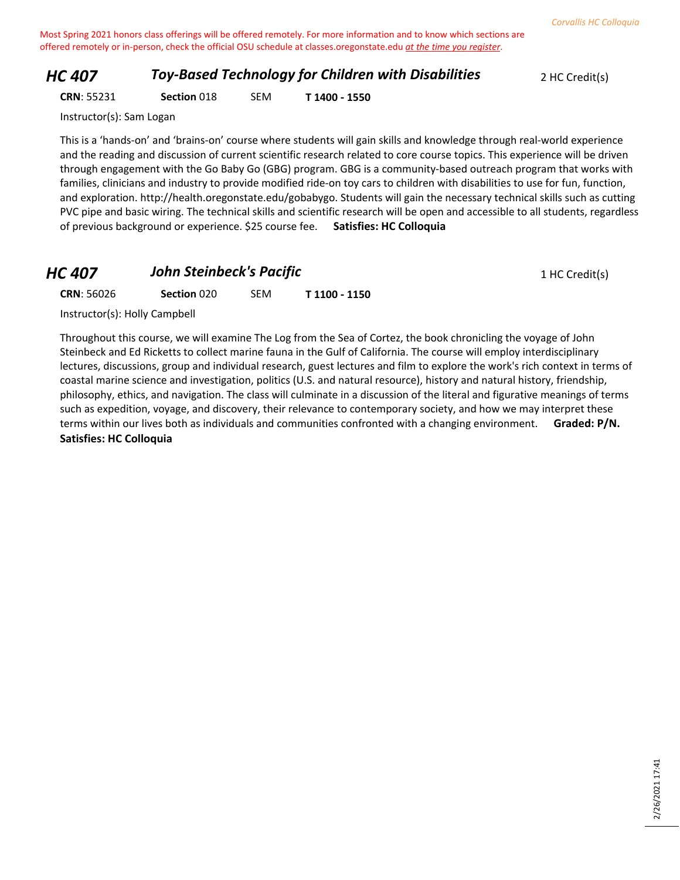Most Spring 2021 honors class offerings will be offered remotely. For more information and to know which sections are offered remotely or in-person, check the official OSU schedule at classes.oregonstate.edu *at the time you register*.

## HC 407 — *Toy-Based Technology for Children with Disabilities* — 2 HC Credit(s)

**CRN**: 55231 **Section** 018 SEM **T 1400 - 1550**

Instructor(s): Sam Logan

This is a 'hands-on' and 'brains-on' course where students will gain skills and knowledge through real-world experience and the reading and discussion of current scientific research related to core course topics. This experience will be driven through engagement with the Go Baby Go (GBG) program. GBG is a community-based outreach program that works with families, clinicians and industry to provide modified ride-on toy cars to children with disabilities to use for fun, function, and exploration. http://health.oregonstate.edu/gobabygo. Students will gain the necessary technical skills such as cutting PVC pipe and basic wiring. The technical skills and scientific research will be open and accessible to all students, regardless of previous background or experience. $25 course fee. **Satisfies: HC Colloquia**

## HC 407 — *John Steinbeck's Pacific* — 1 HC Credit(s)

**CRN**: 56026 **Section** 020 SEM **T 1100 - 1150**

Instructor(s): Holly Campbell

Throughout this course, we will examine The Log from the Sea of Cortez, the book chronicling the voyage of John Steinbeck and Ed Ricketts to collect marine fauna in the Gulf of California. The course will employ interdisciplinary lectures, discussions, group and individual research, guest lectures and film to explore the work's rich context in terms of coastal marine science and investigation, politics (U.S. and natural resource), history and natural history, friendship, philosophy, ethics, and navigation. The class will culminate in a discussion of the literal and figurative meanings of terms such as expedition, voyage, and discovery, their relevance to contemporary society, and how we may interpret these terms within our lives both as individuals and communities confronted with a changing environment. **Graded: P/N. Satisfies: HC Colloquia**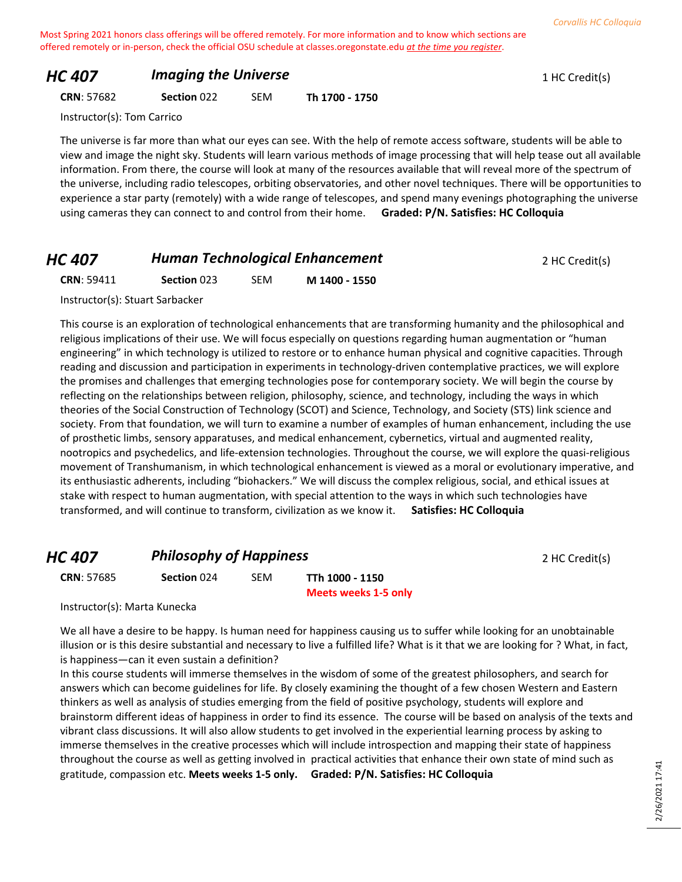Most Spring 2021 honors class offerings will be offered remotely. For more information and to know which sections are offered remotely or in-person, check the official OSU schedule at classes.oregonstate.edu *at the time you register*.

## HC 407 — *Imaging the Universe* — 1 HC Credit(s)

**CRN**: 57682 **Section** 022 SEM **Th 1700 - 1750**

Instructor(s): Tom Carrico

The universe is far more than what our eyes can see. With the help of remote access software, students will be able to view and image the night sky. Students will learn various methods of image processing that will help tease out all available information. From there, the course will look at many of the resources available that will reveal more of the spectrum of the universe, including radio telescopes, orbiting observatories, and other novel techniques. There will be opportunities to experience a star party (remotely) with a wide range of telescopes, and spend many evenings photographing the universe using cameras they can connect to and control from their home. **Graded: P/N. Satisfies: HC Colloquia**

## HC 407 — *Human Technological Enhancement* — 2 HC Credit(s)

**CRN**: 59411 **Section** 023 SEM **M 1400 - 1550**

Instructor(s): Stuart Sarbacker

This course is an exploration of technological enhancements that are transforming humanity and the philosophical and religious implications of their use. We will focus especially on questions regarding human augmentation or "human engineering" in which technology is utilized to restore or to enhance human physical and cognitive capacities. Through reading and discussion and participation in experiments in technology-driven contemplative practices, we will explore the promises and challenges that emerging technologies pose for contemporary society. We will begin the course by reflecting on the relationships between religion, philosophy, science, and technology, including the ways in which theories of the Social Construction of Technology (SCOT) and Science, Technology, and Society (STS) link science and society. From that foundation, we will turn to examine a number of examples of human enhancement, including the use of prosthetic limbs, sensory apparatuses, and medical enhancement, cybernetics, virtual and augmented reality, nootropics and psychedelics, and life-extension technologies. Throughout the course, we will explore the quasi-religious movement of Transhumanism, in which technological enhancement is viewed as a moral or evolutionary imperative, and its enthusiastic adherents, including "biohackers." We will discuss the complex religious, social, and ethical issues at stake with respect to human augmentation, with special attention to the ways in which such technologies have transformed, and will continue to transform, civilization as we know it. **Satisfies: HC Colloquia**

## HC 407 — *Philosophy of Happiness* — 2 HC Credit(s)

**CRN**: 57685 **Section** 024 SEM **TTh 1000 - 1150**
**Meets weeks 1-5 only**

Instructor(s): Marta Kunecka

We all have a desire to be happy. Is human need for happiness causing us to suffer while looking for an unobtainable illusion or is this desire substantial and necessary to live a fulfilled life? What is it that we are looking for ? What, in fact, is happiness—can it even sustain a definition?
In this course students will immerse themselves in the wisdom of some of the greatest philosophers, and search for answers which can become guidelines for life. By closely examining the thought of a few chosen Western and Eastern thinkers as well as analysis of studies emerging from the field of positive psychology, students will explore and brainstorm different ideas of happiness in order to find its essence. The course will be based on analysis of the texts and vibrant class discussions. It will also allow students to get involved in the experiential learning process by asking to immerse themselves in the creative processes which will include introspection and mapping their state of happiness throughout the course as well as getting involved in practical activities that enhance their own state of mind such as gratitude, compassion etc. **Meets weeks 1-5 only. Graded: P/N. Satisfies: HC Colloquia**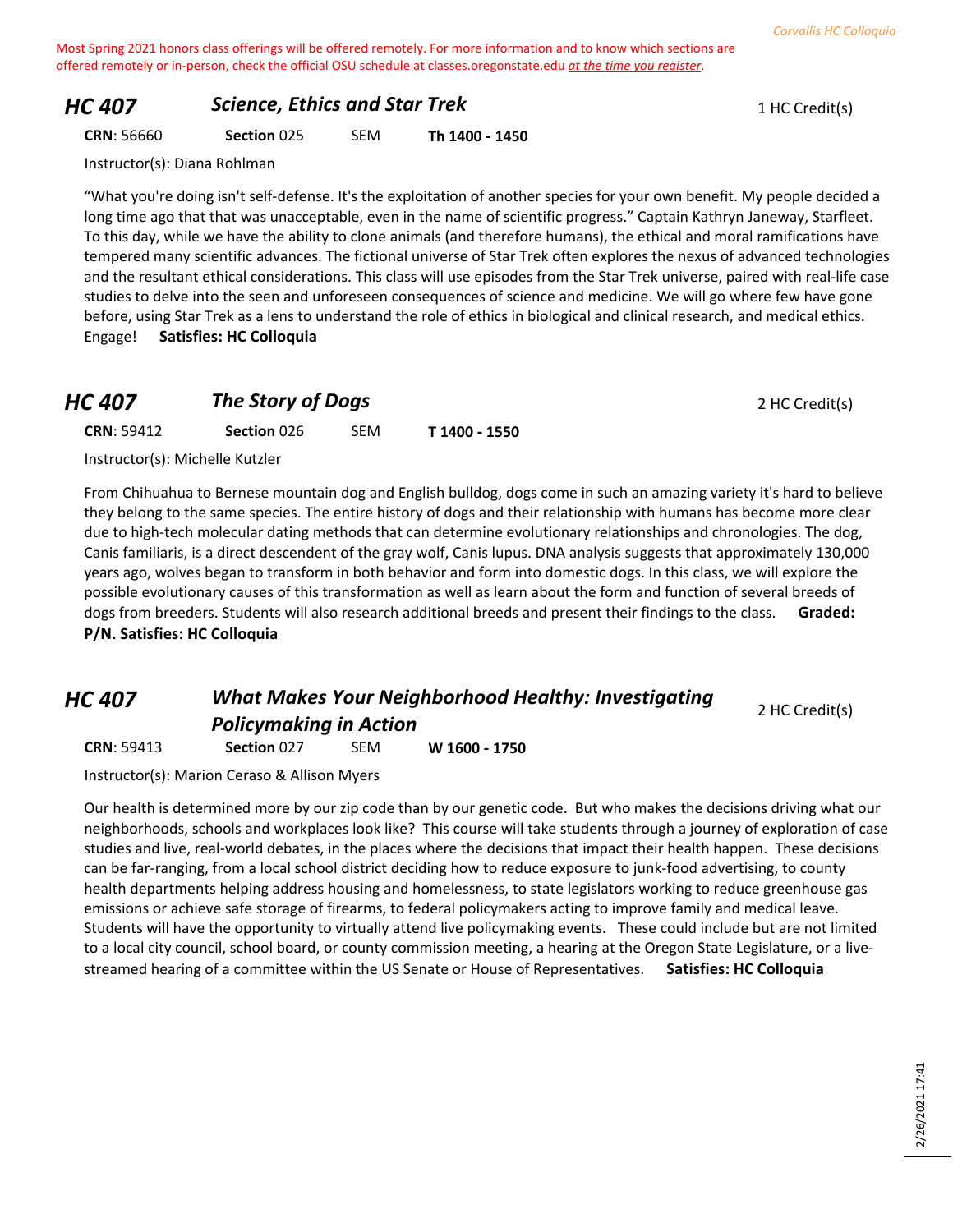Most Spring 2021 honors class offerings will be offered remotely. For more information and to know which sections are offered remotely or in-person, check the official OSU schedule at classes.oregonstate.edu *at the time you register*.

## HC 407 *Science, Ethics and Star Trek*

1 HC Credit(s)

**CRN**: 56660 **Section** 025 SEM **Th 1400 - 1450**

Instructor(s): Diana Rohlman

"What you're doing isn't self-defense. It's the exploitation of another species for your own benefit. My people decided a long time ago that that was unacceptable, even in the name of scientific progress." Captain Kathryn Janeway, Starfleet. To this day, while we have the ability to clone animals (and therefore humans), the ethical and moral ramifications have tempered many scientific advances. The fictional universe of Star Trek often explores the nexus of advanced technologies and the resultant ethical considerations. This class will use episodes from the Star Trek universe, paired with real-life case studies to delve into the seen and unforeseen consequences of science and medicine. We will go where few have gone before, using Star Trek as a lens to understand the role of ethics in biological and clinical research, and medical ethics. Engage! **Satisfies: HC Colloquia**

## HC 407 *The Story of Dogs*

2 HC Credit(s)

**CRN**: 59412 **Section** 026 SEM **T 1400 - 1550**

Instructor(s): Michelle Kutzler

From Chihuahua to Bernese mountain dog and English bulldog, dogs come in such an amazing variety it's hard to believe they belong to the same species. The entire history of dogs and their relationship with humans has become more clear due to high-tech molecular dating methods that can determine evolutionary relationships and chronologies. The dog, Canis familiaris, is a direct descendent of the gray wolf, Canis lupus. DNA analysis suggests that approximately 130,000 years ago, wolves began to transform in both behavior and form into domestic dogs. In this class, we will explore the possible evolutionary causes of this transformation as well as learn about the form and function of several breeds of dogs from breeders. Students will also research additional breeds and present their findings to the class. **Graded: P/N. Satisfies: HC Colloquia**

## HC 407 *What Makes Your Neighborhood Healthy: Investigating Policymaking in Action*

2 HC Credit(s)

**CRN**: 59413 **Section** 027 SEM **W 1600 - 1750**

Instructor(s): Marion Ceraso & Allison Myers

Our health is determined more by our zip code than by our genetic code. But who makes the decisions driving what our neighborhoods, schools and workplaces look like? This course will take students through a journey of exploration of case studies and live, real-world debates, in the places where the decisions that impact their health happen. These decisions can be far-ranging, from a local school district deciding how to reduce exposure to junk-food advertising, to county health departments helping address housing and homelessness, to state legislators working to reduce greenhouse gas emissions or achieve safe storage of firearms, to federal policymakers acting to improve family and medical leave. Students will have the opportunity to virtually attend live policymaking events. These could include but are not limited to a local city council, school board, or county commission meeting, a hearing at the Oregon State Legislature, or a live-streamed hearing of a committee within the US Senate or House of Representatives. **Satisfies: HC Colloquia**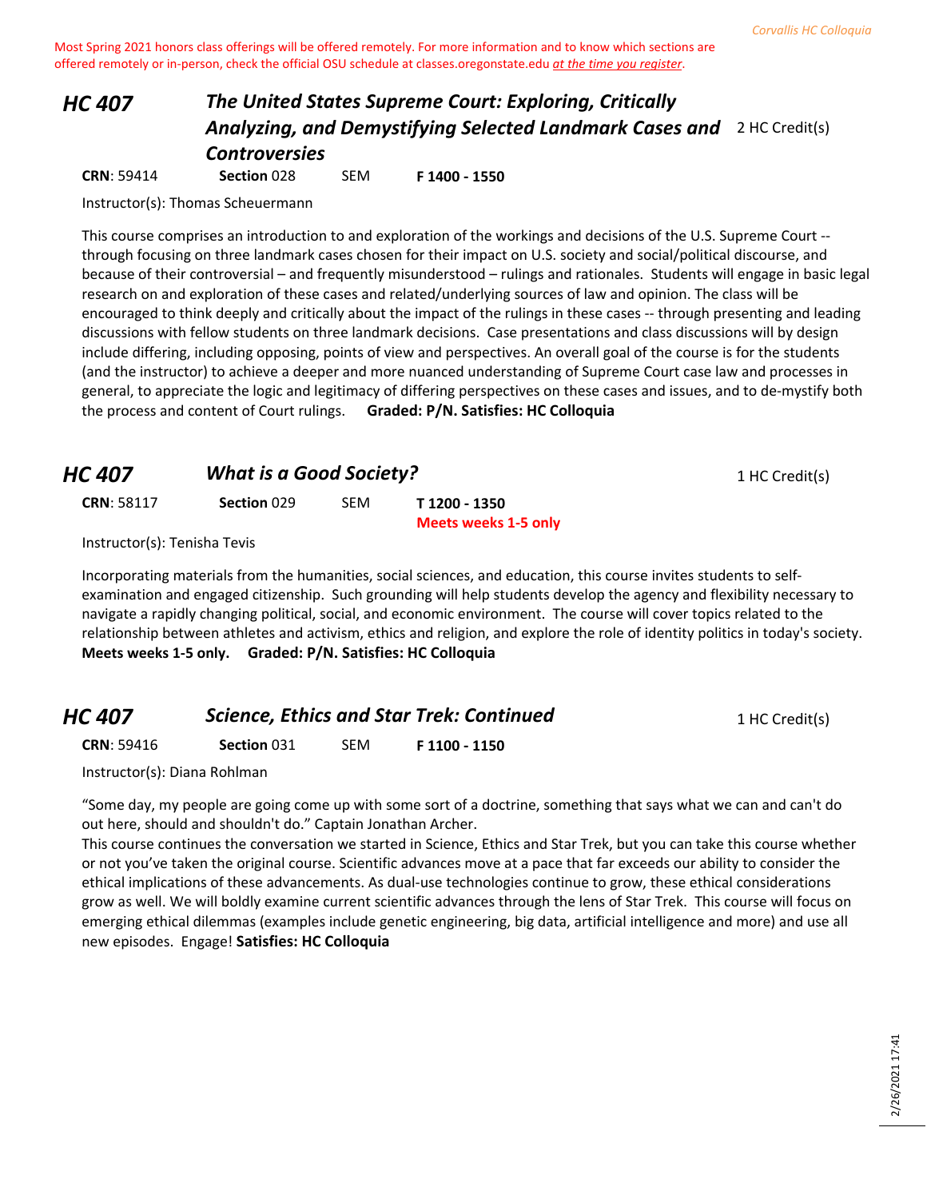Most Spring 2021 honors class offerings will be offered remotely. For more information and to know which sections are offered remotely or in-person, check the official OSU schedule at classes.oregonstate.edu *at the time you register*.

## HC 407 — *The United States Supreme Court: Exploring, Critically Analyzing, and Demystifying Selected Landmark Cases and Controversies* — 2 HC Credit(s)

**CRN**: 59414 **Section** 028 SEM **F 1400 - 1550**

Instructor(s): Thomas Scheuermann

This course comprises an introduction to and exploration of the workings and decisions of the U.S. Supreme Court -- through focusing on three landmark cases chosen for their impact on U.S. society and social/political discourse, and because of their controversial – and frequently misunderstood – rulings and rationales. Students will engage in basic legal research on and exploration of these cases and related/underlying sources of law and opinion. The class will be encouraged to think deeply and critically about the impact of the rulings in these cases -- through presenting and leading discussions with fellow students on three landmark decisions. Case presentations and class discussions will by design include differing, including opposing, points of view and perspectives. An overall goal of the course is for the students (and the instructor) to achieve a deeper and more nuanced understanding of Supreme Court case law and processes in general, to appreciate the logic and legitimacy of differing perspectives on these cases and issues, and to de-mystify both the process and content of Court rulings. **Graded: P/N. Satisfies: HC Colloquia**

## HC 407 — *What is a Good Society?* — 1 HC Credit(s)

**CRN**: 58117 **Section** 029 SEM **T 1200 - 1350**
**Meets weeks 1-5 only**

Instructor(s): Tenisha Tevis

Incorporating materials from the humanities, social sciences, and education, this course invites students to self-examination and engaged citizenship. Such grounding will help students develop the agency and flexibility necessary to navigate a rapidly changing political, social, and economic environment. The course will cover topics related to the relationship between athletes and activism, ethics and religion, and explore the role of identity politics in today's society. **Meets weeks 1-5 only. Graded: P/N. Satisfies: HC Colloquia**

## HC 407 — *Science, Ethics and Star Trek: Continued* — 1 HC Credit(s)

**CRN**: 59416 **Section** 031 SEM **F 1100 - 1150**

Instructor(s): Diana Rohlman

"Some day, my people are going come up with some sort of a doctrine, something that says what we can and can't do out here, should and shouldn't do." Captain Jonathan Archer.

This course continues the conversation we started in Science, Ethics and Star Trek, but you can take this course whether or not you've taken the original course. Scientific advances move at a pace that far exceeds our ability to consider the ethical implications of these advancements. As dual-use technologies continue to grow, these ethical considerations grow as well. We will boldly examine current scientific advances through the lens of Star Trek. This course will focus on emerging ethical dilemmas (examples include genetic engineering, big data, artificial intelligence and more) and use all new episodes. Engage! **Satisfies: HC Colloquia**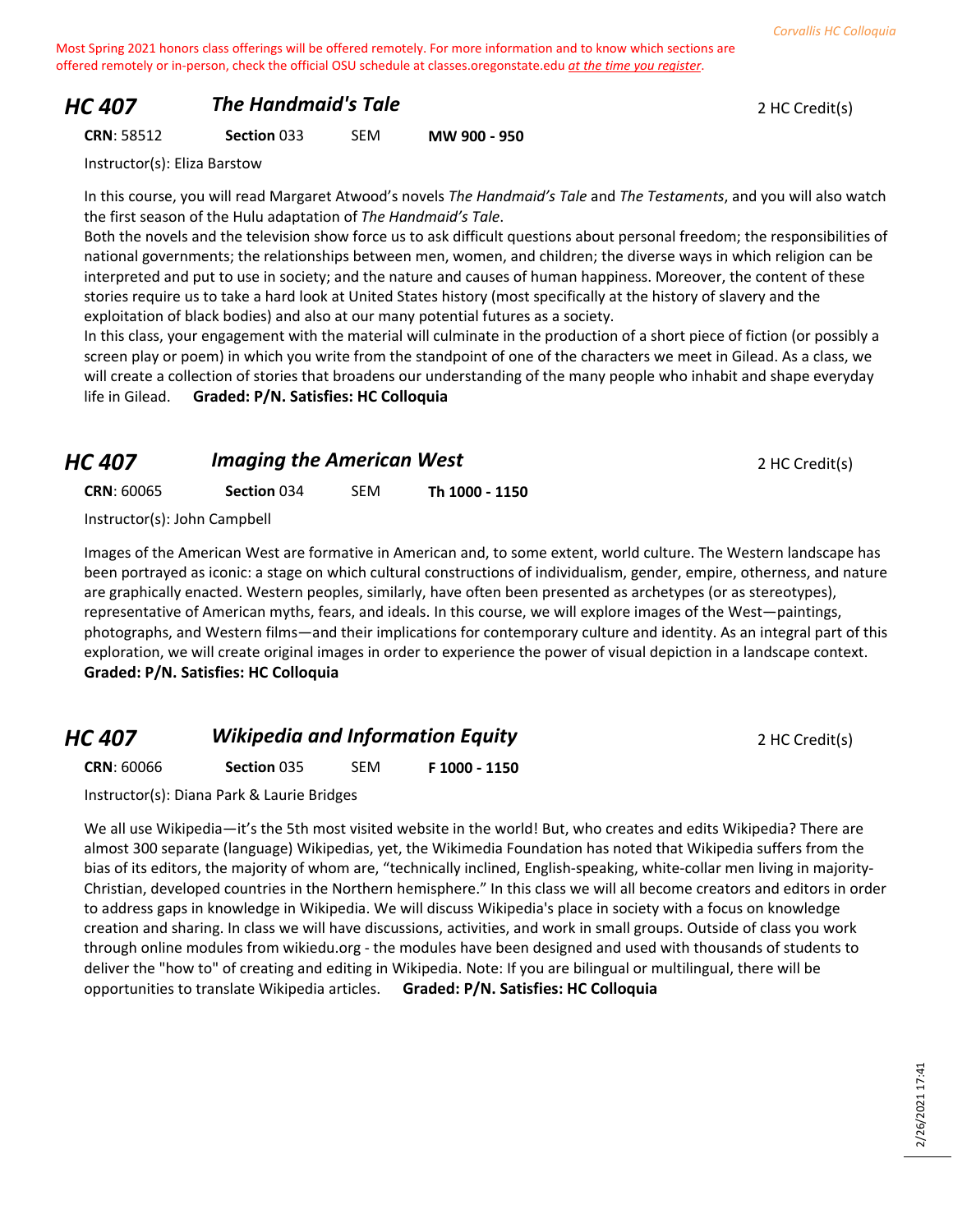Most Spring 2021 honors class offerings will be offered remotely. For more information and to know which sections are offered remotely or in-person, check the official OSU schedule at classes.oregonstate.edu *at the time you register*.

## HC 407 *The Handmaid's Tale*

2 HC Credit(s)

**CRN**: 58512 **Section** 033 SEM **MW 900 - 950**

Instructor(s): Eliza Barstow

In this course, you will read Margaret Atwood's novels *The Handmaid's Tale* and *The Testaments*, and you will also watch the first season of the Hulu adaptation of *The Handmaid's Tale*.

Both the novels and the television show force us to ask difficult questions about personal freedom; the responsibilities of national governments; the relationships between men, women, and children; the diverse ways in which religion can be interpreted and put to use in society; and the nature and causes of human happiness. Moreover, the content of these stories require us to take a hard look at United States history (most specifically at the history of slavery and the exploitation of black bodies) and also at our many potential futures as a society.

In this class, your engagement with the material will culminate in the production of a short piece of fiction (or possibly a screen play or poem) in which you write from the standpoint of one of the characters we meet in Gilead. As a class, we will create a collection of stories that broadens our understanding of the many people who inhabit and shape everyday life in Gilead. **Graded: P/N. Satisfies: HC Colloquia**

## HC 407 *Imaging the American West*

2 HC Credit(s)

**CRN**: 60065 **Section** 034 SEM **Th 1000 - 1150**

Instructor(s): John Campbell

Images of the American West are formative in American and, to some extent, world culture. The Western landscape has been portrayed as iconic: a stage on which cultural constructions of individualism, gender, empire, otherness, and nature are graphically enacted. Western peoples, similarly, have often been presented as archetypes (or as stereotypes), representative of American myths, fears, and ideals. In this course, we will explore images of the West—paintings, photographs, and Western films—and their implications for contemporary culture and identity. As an integral part of this exploration, we will create original images in order to experience the power of visual depiction in a landscape context.
**Graded: P/N. Satisfies: HC Colloquia**

## HC 407 *Wikipedia and Information Equity*

2 HC Credit(s)

**CRN**: 60066 **Section** 035 SEM **F 1000 - 1150**

Instructor(s): Diana Park & Laurie Bridges

We all use Wikipedia—it's the 5th most visited website in the world! But, who creates and edits Wikipedia? There are almost 300 separate (language) Wikipedias, yet, the Wikimedia Foundation has noted that Wikipedia suffers from the bias of its editors, the majority of whom are, "technically inclined, English-speaking, white-collar men living in majority-Christian, developed countries in the Northern hemisphere." In this class we will all become creators and editors in order to address gaps in knowledge in Wikipedia. We will discuss Wikipedia's place in society with a focus on knowledge creation and sharing. In class we will have discussions, activities, and work in small groups. Outside of class you work through online modules from wikiedu.org - the modules have been designed and used with thousands of students to deliver the "how to" of creating and editing in Wikipedia. Note: If you are bilingual or multilingual, there will be opportunities to translate Wikipedia articles. **Graded: P/N. Satisfies: HC Colloquia**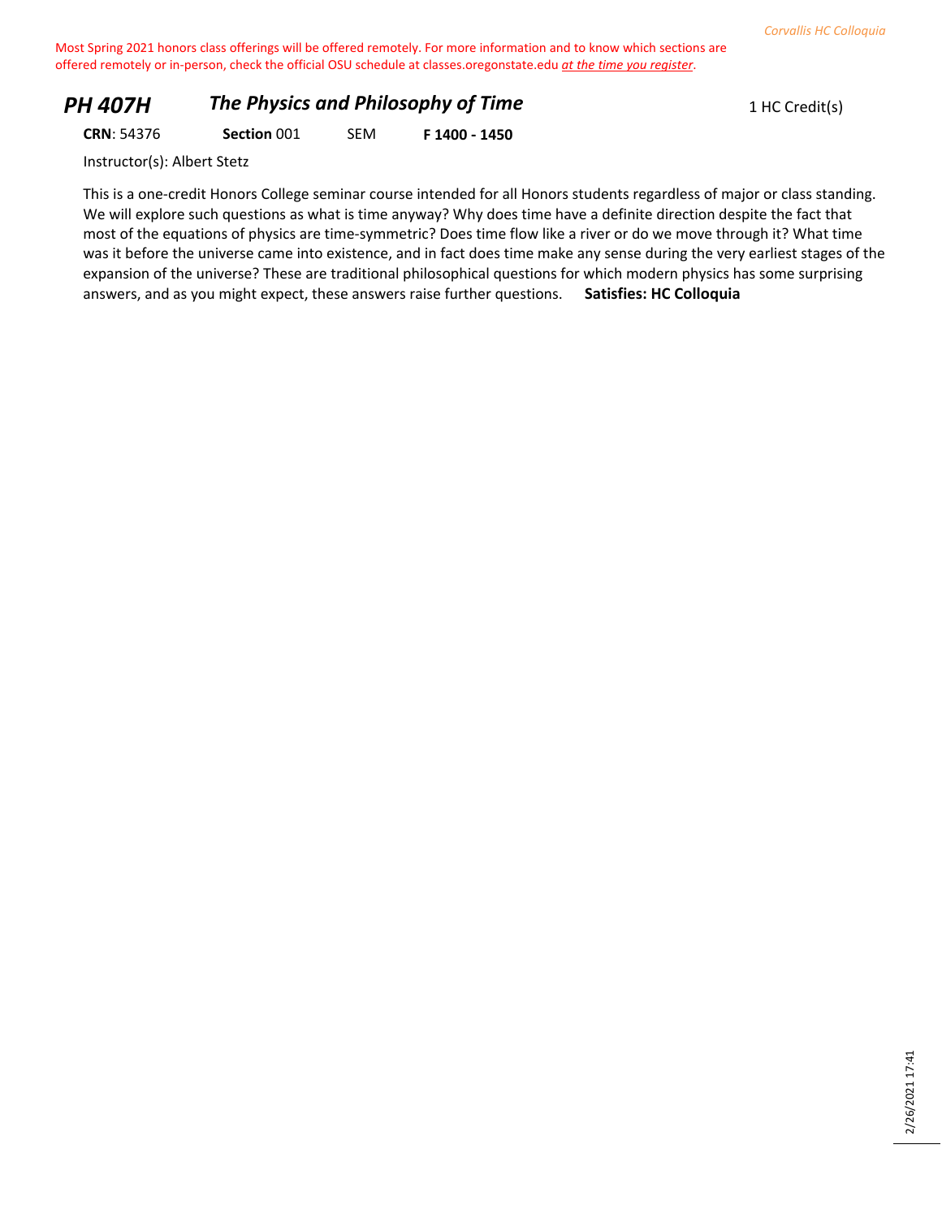Most Spring 2021 honors class offerings will be offered remotely. For more information and to know which sections are offered remotely or in-person, check the official OSU schedule at classes.oregonstate.edu *at the time you register*.

## *PH 407H* *The Physics and Philosophy of Time* 1 HC Credit(s)

**CRN**: 54376 **Section** 001 SEM **F 1400 - 1450**

Instructor(s): Albert Stetz

This is a one-credit Honors College seminar course intended for all Honors students regardless of major or class standing. We will explore such questions as what is time anyway? Why does time have a definite direction despite the fact that most of the equations of physics are time-symmetric? Does time flow like a river or do we move through it? What time was it before the universe came into existence, and in fact does time make any sense during the very earliest stages of the expansion of the universe? These are traditional philosophical questions for which modern physics has some surprising answers, and as you might expect, these answers raise further questions. **Satisfies: HC Colloquia**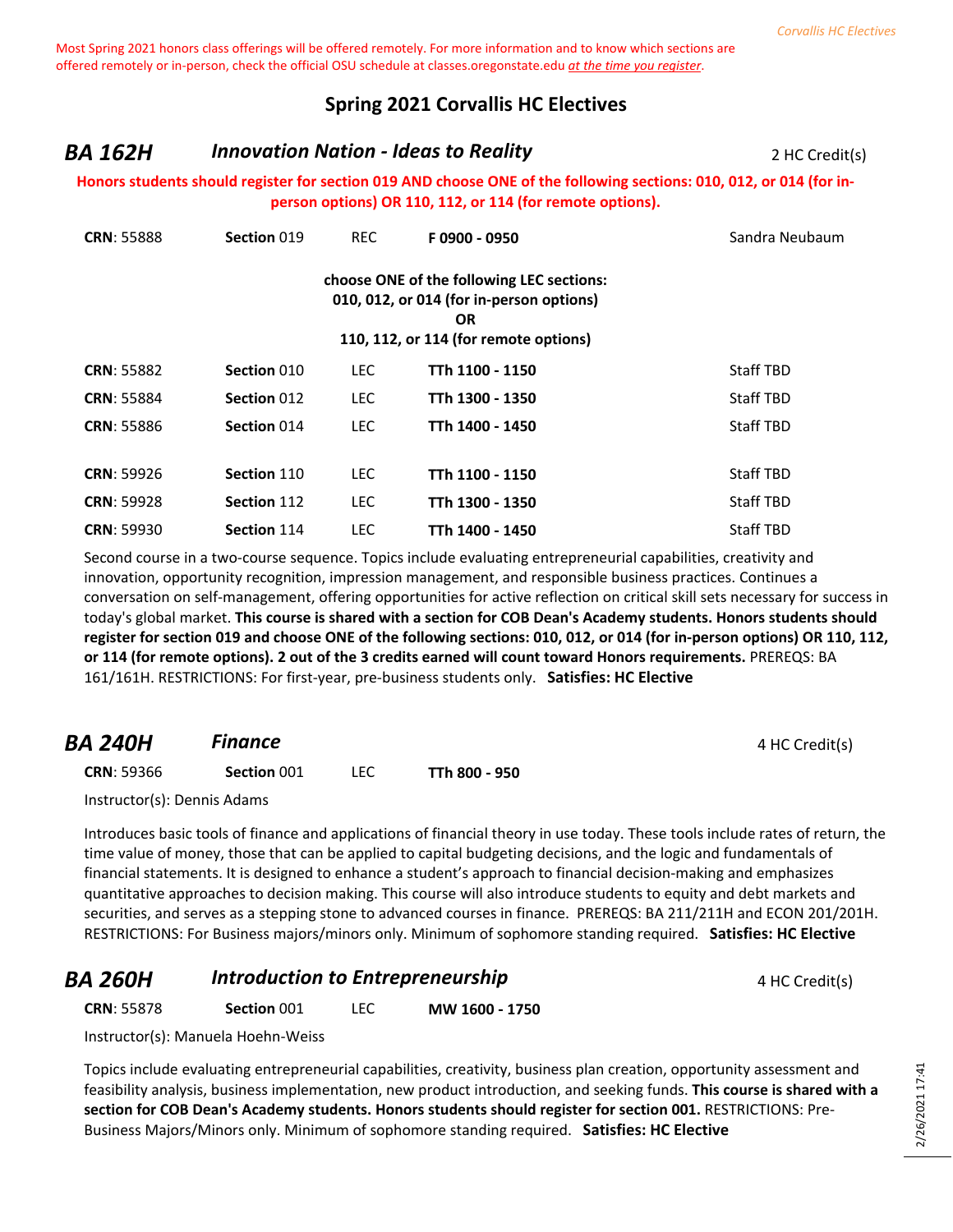Most Spring 2021 honors class offerings will be offered remotely. For more information and to know which sections are offered remotely or in-person, check the official OSU schedule at classes.oregonstate.edu *at the time you register*.

## Spring 2021 Corvallis HC Electives

### *BA 162H* — *Innovation Nation - Ideas to Reality* — 2 HC Credit(s)

**Honors students should register for section 019 AND choose ONE of the following sections: 010, 012, or 014 (for in-person options) OR 110, 112, or 114 (for remote options).**

| CRN | Section | Type | Time | Instructor |
|---|---|---|---|---|
| **CRN**: 55888 | **Section** 019 | REC | **F 0900 - 0950** | Sandra Neubaum |

**choose ONE of the following LEC sections:**
**010, 012, or 014 (for in-person options)**
**OR**
**110, 112, or 114 (for remote options)**

| CRN | Section | Type | Time | Instructor |
|---|---|---|---|---|
| **CRN**: 55882 | **Section** 010 | LEC | **TTh 1100 - 1150** | Staff TBD |
| **CRN**: 55884 | **Section** 012 | LEC | **TTh 1300 - 1350** | Staff TBD |
| **CRN**: 55886 | **Section** 014 | LEC | **TTh 1400 - 1450** | Staff TBD |
| **CRN**: 59926 | **Section** 110 | LEC | **TTh 1100 - 1150** | Staff TBD |
| **CRN**: 59928 | **Section** 112 | LEC | **TTh 1300 - 1350** | Staff TBD |
| **CRN**: 59930 | **Section** 114 | LEC | **TTh 1400 - 1450** | Staff TBD |

Second course in a two-course sequence. Topics include evaluating entrepreneurial capabilities, creativity and innovation, opportunity recognition, impression management, and responsible business practices. Continues a conversation on self-management, offering opportunities for active reflection on critical skill sets necessary for success in today's global market. **This course is shared with a section for COB Dean's Academy students. Honors students should register for section 019 and choose ONE of the following sections: 010, 012, or 014 (for in-person options) OR 110, 112, or 114 (for remote options). 2 out of the 3 credits earned will count toward Honors requirements.** PREREQS: BA 161/161H. RESTRICTIONS: For first-year, pre-business students only. **Satisfies: HC Elective**

### *BA 240H* — *Finance* — 4 HC Credit(s)

**CRN**: 59366 — **Section** 001 — LEC — **TTh 800 - 950**

Instructor(s): Dennis Adams

Introduces basic tools of finance and applications of financial theory in use today. These tools include rates of return, the time value of money, those that can be applied to capital budgeting decisions, and the logic and fundamentals of financial statements. It is designed to enhance a student's approach to financial decision-making and emphasizes quantitative approaches to decision making. This course will also introduce students to equity and debt markets and securities, and serves as a stepping stone to advanced courses in finance. PREREQS: BA 211/211H and ECON 201/201H. RESTRICTIONS: For Business majors/minors only. Minimum of sophomore standing required. **Satisfies: HC Elective**

### *BA 260H* — *Introduction to Entrepreneurship* — 4 HC Credit(s)

**CRN**: 55878 — **Section** 001 — LEC — **MW 1600 - 1750**

Instructor(s): Manuela Hoehn-Weiss

Topics include evaluating entrepreneurial capabilities, creativity, business plan creation, opportunity assessment and feasibility analysis, business implementation, new product introduction, and seeking funds. **This course is shared with a section for COB Dean's Academy students. Honors students should register for section 001.** RESTRICTIONS: Pre-Business Majors/Minors only. Minimum of sophomore standing required. **Satisfies: HC Elective**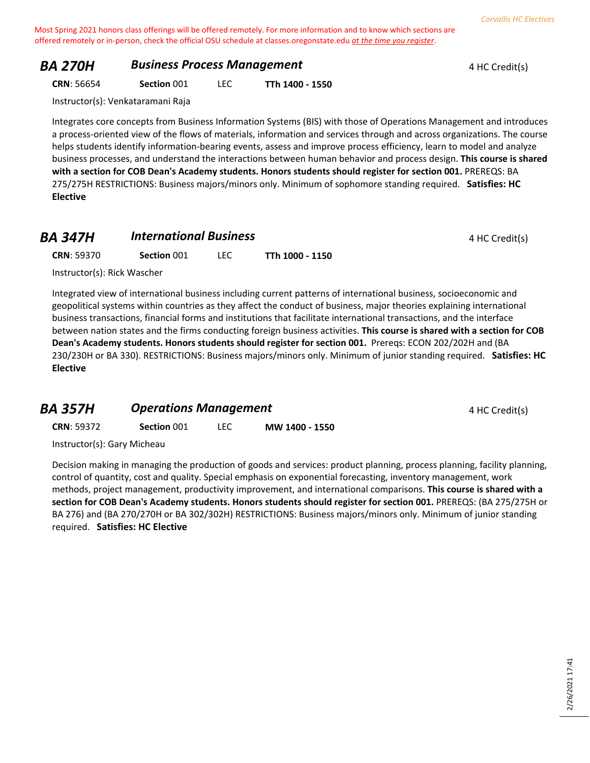Most Spring 2021 honors class offerings will be offered remotely. For more information and to know which sections are offered remotely or in-person, check the official OSU schedule at classes.oregonstate.edu *at the time you register*.

## BA 270H *Business Process Management*

4 HC Credit(s)

**CRN**: 56654 **Section** 001 LEC **TTh 1400 - 1550**

Instructor(s): Venkataramani Raja

Integrates core concepts from Business Information Systems (BIS) with those of Operations Management and introduces a process-oriented view of the flows of materials, information and services through and across organizations. The course helps students identify information-bearing events, assess and improve process efficiency, learn to model and analyze business processes, and understand the interactions between human behavior and process design. **This course is shared with a section for COB Dean's Academy students. Honors students should register for section 001.** PREREQS: BA 275/275H RESTRICTIONS: Business majors/minors only. Minimum of sophomore standing required. **Satisfies: HC Elective**

## BA 347H *International Business*

4 HC Credit(s)

**CRN**: 59370 **Section** 001 LEC **TTh 1000 - 1150**

Instructor(s): Rick Wascher

Integrated view of international business including current patterns of international business, socioeconomic and geopolitical systems within countries as they affect the conduct of business, major theories explaining international business transactions, financial forms and institutions that facilitate international transactions, and the interface between nation states and the firms conducting foreign business activities. **This course is shared with a section for COB Dean's Academy students. Honors students should register for section 001.** Prereqs: ECON 202/202H and (BA 230/230H or BA 330). RESTRICTIONS: Business majors/minors only. Minimum of junior standing required. **Satisfies: HC Elective**

## BA 357H *Operations Management*

4 HC Credit(s)

**CRN**: 59372 **Section** 001 LEC **MW 1400 - 1550**

Instructor(s): Gary Micheau

Decision making in managing the production of goods and services: product planning, process planning, facility planning, control of quantity, cost and quality. Special emphasis on exponential forecasting, inventory management, work methods, project management, productivity improvement, and international comparisons. **This course is shared with a section for COB Dean's Academy students. Honors students should register for section 001.** PREREQS: (BA 275/275H or BA 276) and (BA 270/270H or BA 302/302H) RESTRICTIONS: Business majors/minors only. Minimum of junior standing required. **Satisfies: HC Elective**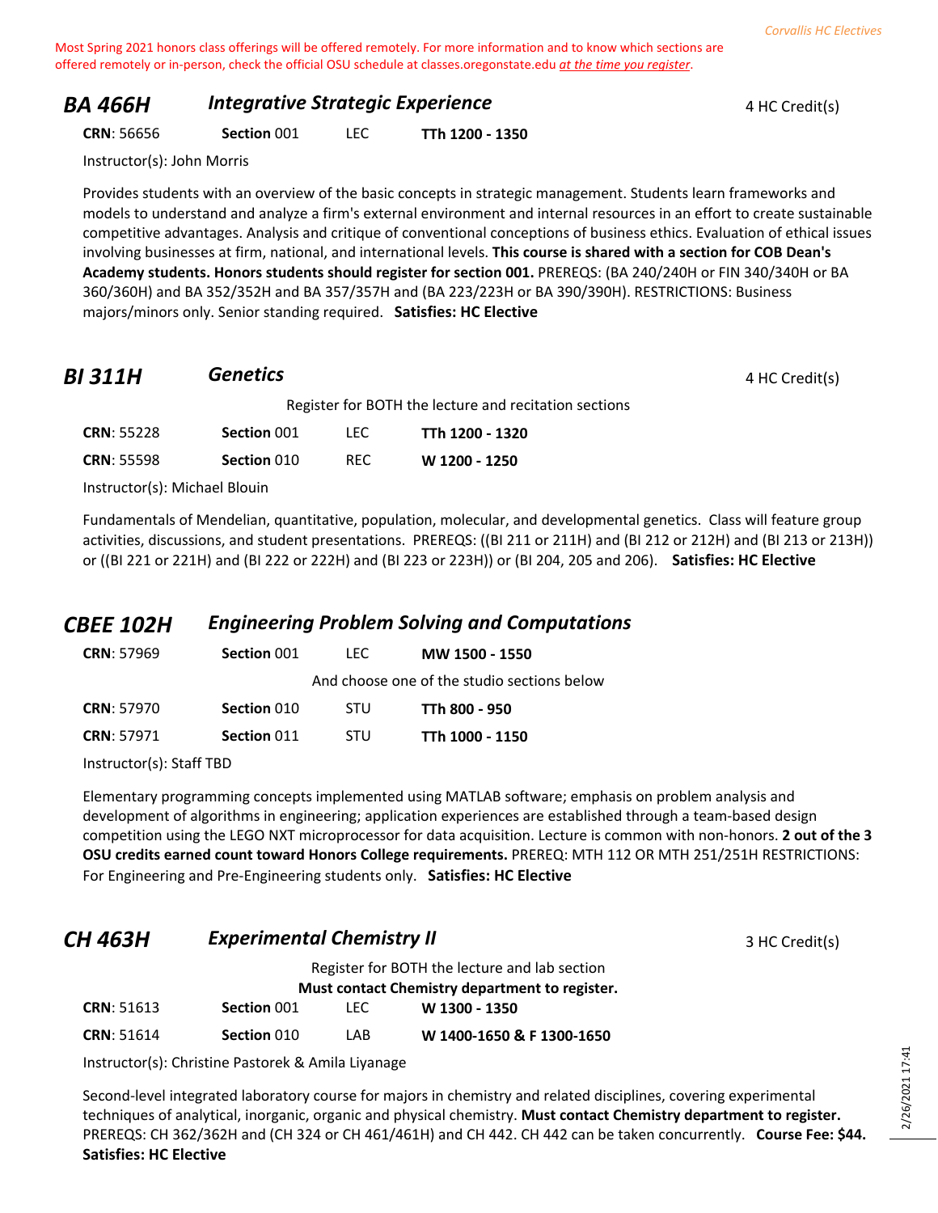Most Spring 2021 honors class offerings will be offered remotely. For more information and to know which sections are offered remotely or in-person, check the official OSU schedule at classes.oregonstate.edu *at the time you register*.

## *BA 466H* *Integrative Strategic Experience*

4 HC Credit(s)

| CRN | Section | Type | Time |
|---|---|---|---|
| **CRN**: 56656 | **Section** 001 | LEC | **TTh 1200 - 1350** |

Instructor(s): John Morris

Provides students with an overview of the basic concepts in strategic management. Students learn frameworks and models to understand and analyze a firm's external environment and internal resources in an effort to create sustainable competitive advantages. Analysis and critique of conventional conceptions of business ethics. Evaluation of ethical issues involving businesses at firm, national, and international levels. **This course is shared with a section for COB Dean's Academy students. Honors students should register for section 001.** PREREQS: (BA 240/240H or FIN 340/340H or BA 360/360H) and BA 352/352H and BA 357/357H and (BA 223/223H or BA 390/390H). RESTRICTIONS: Business majors/minors only. Senior standing required. **Satisfies: HC Elective**

## *BI 311H* *Genetics*

4 HC Credit(s)

Register for BOTH the lecture and recitation sections

| CRN | Section | Type | Time |
|---|---|---|---|
| **CRN**: 55228 | **Section** 001 | LEC | **TTh 1200 - 1320** |
| **CRN**: 55598 | **Section** 010 | REC | **W 1200 - 1250** |

Instructor(s): Michael Blouin

Fundamentals of Mendelian, quantitative, population, molecular, and developmental genetics. Class will feature group activities, discussions, and student presentations. PREREQS: ((BI 211 or 211H) and (BI 212 or 212H) and (BI 213 or 213H)) or ((BI 221 or 221H) and (BI 222 or 222H) and (BI 223 or 223H)) or (BI 204, 205 and 206). **Satisfies: HC Elective**

## *CBEE 102H* *Engineering Problem Solving and Computations*

| CRN | Section | Type | Time |
|---|---|---|---|
| **CRN**: 57969 | **Section** 001 | LEC | **MW 1500 - 1550** |
| | And choose one of the studio sections below | | |
| **CRN**: 57970 | **Section** 010 | STU | **TTh 800 - 950** |
| **CRN**: 57971 | **Section** 011 | STU | **TTh 1000 - 1150** |

Instructor(s): Staff TBD

Elementary programming concepts implemented using MATLAB software; emphasis on problem analysis and development of algorithms in engineering; application experiences are established through a team-based design competition using the LEGO NXT microprocessor for data acquisition. Lecture is common with non-honors. **2 out of the 3 OSU credits earned count toward Honors College requirements.** PREREQ: MTH 112 OR MTH 251/251H RESTRICTIONS: For Engineering and Pre-Engineering students only. **Satisfies: HC Elective**

## *CH 463H* *Experimental Chemistry II*

3 HC Credit(s)

Register for BOTH the lecture and lab section
**Must contact Chemistry department to register.**

| CRN | Section | Type | Time |
|---|---|---|---|
| **CRN**: 51613 | **Section** 001 | LEC | **W 1300 - 1350** |
| **CRN**: 51614 | **Section** 010 | LAB | **W 1400-1650 & F 1300-1650** |

Instructor(s): Christine Pastorek & Amila Liyanage

Second-level integrated laboratory course for majors in chemistry and related disciplines, covering experimental techniques of analytical, inorganic, organic and physical chemistry. **Must contact Chemistry department to register.** PREREQS: CH 362/362H and (CH 324 or CH 461/461H) and CH 442. CH 442 can be taken concurrently. **Course Fee: $44. Satisfies: HC Elective**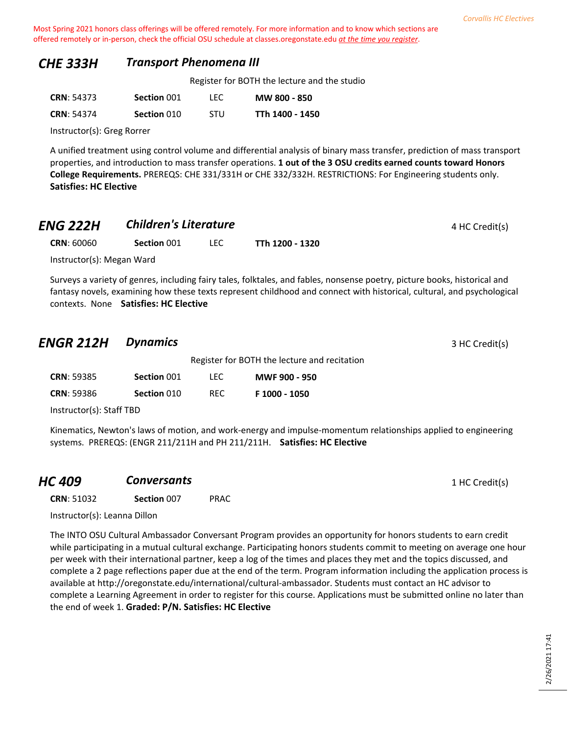Most Spring 2021 honors class offerings will be offered remotely. For more information and to know which sections are offered remotely or in-person, check the official OSU schedule at classes.oregonstate.edu *at the time you register*.

## CHE 333H — *Transport Phenomena III*

Register for BOTH the lecture and the studio

| CRN | Section | Type | Time |
|---|---|---|---|
| **CRN**: 54373 | **Section** 001 | LEC | **MW 800 - 850** |
| **CRN**: 54374 | **Section** 010 | STU | **TTh 1400 - 1450** |

Instructor(s): Greg Rorrer

A unified treatment using control volume and differential analysis of binary mass transfer, prediction of mass transport properties, and introduction to mass transfer operations. **1 out of the 3 OSU credits earned counts toward Honors College Requirements.** PREREQS: CHE 331/331H or CHE 332/332H. RESTRICTIONS: For Engineering students only. **Satisfies: HC Elective**

## ENG 222H — *Children's Literature*

4 HC Credit(s)

| CRN | Section | Type | Time |
|---|---|---|---|
| **CRN**: 60060 | **Section** 001 | LEC | **TTh 1200 - 1320** |

Instructor(s): Megan Ward

Surveys a variety of genres, including fairy tales, folktales, and fables, nonsense poetry, picture books, historical and fantasy novels, examining how these texts represent childhood and connect with historical, cultural, and psychological contexts. None **Satisfies: HC Elective**

## ENGR 212H — *Dynamics*

3 HC Credit(s)

Register for BOTH the lecture and recitation

| CRN | Section | Type | Time |
|---|---|---|---|
| **CRN**: 59385 | **Section** 001 | LEC | **MWF 900 - 950** |
| **CRN**: 59386 | **Section** 010 | REC | **F 1000 - 1050** |

Instructor(s): Staff TBD

Kinematics, Newton's laws of motion, and work-energy and impulse-momentum relationships applied to engineering systems. PREREQS: (ENGR 211/211H and PH 211/211H. **Satisfies: HC Elective**

## HC 409 — *Conversants*

1 HC Credit(s)

| CRN | Section | Type |
|---|---|---|
| **CRN**: 51032 | **Section** 007 | PRAC |

Instructor(s): Leanna Dillon

The INTO OSU Cultural Ambassador Conversant Program provides an opportunity for honors students to earn credit while participating in a mutual cultural exchange. Participating honors students commit to meeting on average one hour per week with their international partner, keep a log of the times and places they met and the topics discussed, and complete a 2 page reflections paper due at the end of the term. Program information including the application process is available at http://oregonstate.edu/international/cultural-ambassador. Students must contact an HC advisor to complete a Learning Agreement in order to register for this course. Applications must be submitted online no later than the end of week 1. **Graded: P/N. Satisfies: HC Elective**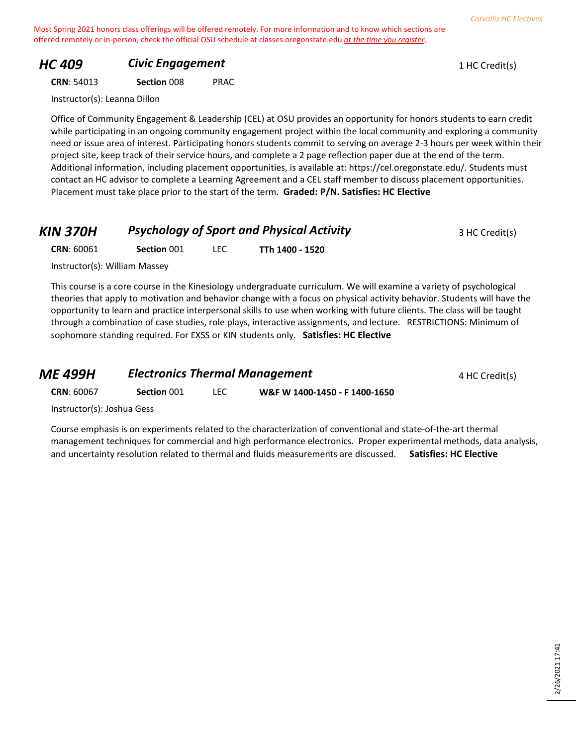Most Spring 2021 honors class offerings will be offered remotely. For more information and to know which sections are offered remotely or in-person, check the official OSU schedule at classes.oregonstate.edu *at the time you register*.

## *HC 409* *Civic Engagement*

1 HC Credit(s)

**CRN**: 54013 **Section** 008 PRAC

Instructor(s): Leanna Dillon

Office of Community Engagement & Leadership (CEL) at OSU provides an opportunity for honors students to earn credit while participating in an ongoing community engagement project within the local community and exploring a community need or issue area of interest. Participating honors students commit to serving on average 2-3 hours per week within their project site, keep track of their service hours, and complete a 2 page reflection paper due at the end of the term. Additional information, including placement opportunities, is available at: https://cel.oregonstate.edu/. Students must contact an HC advisor to complete a Learning Agreement and a CEL staff member to discuss placement opportunities. Placement must take place prior to the start of the term. **Graded: P/N. Satisfies: HC Elective**

## *KIN 370H* *Psychology of Sport and Physical Activity*

3 HC Credit(s)

**CRN**: 60061 **Section** 001 LEC **TTh 1400 - 1520**

Instructor(s): William Massey

This course is a core course in the Kinesiology undergraduate curriculum. We will examine a variety of psychological theories that apply to motivation and behavior change with a focus on physical activity behavior. Students will have the opportunity to learn and practice interpersonal skills to use when working with future clients. The class will be taught through a combination of case studies, role plays, interactive assignments, and lecture. RESTRICTIONS: Minimum of sophomore standing required. For EXSS or KIN students only. **Satisfies: HC Elective**

## *ME 499H* *Electronics Thermal Management*

4 HC Credit(s)

**CRN**: 60067 **Section** 001 LEC **W&F W 1400-1450 - F 1400-1650**

Instructor(s): Joshua Gess

Course emphasis is on experiments related to the characterization of conventional and state-of-the-art thermal management techniques for commercial and high performance electronics. Proper experimental methods, data analysis, and uncertainty resolution related to thermal and fluids measurements are discussed. **Satisfies: HC Elective**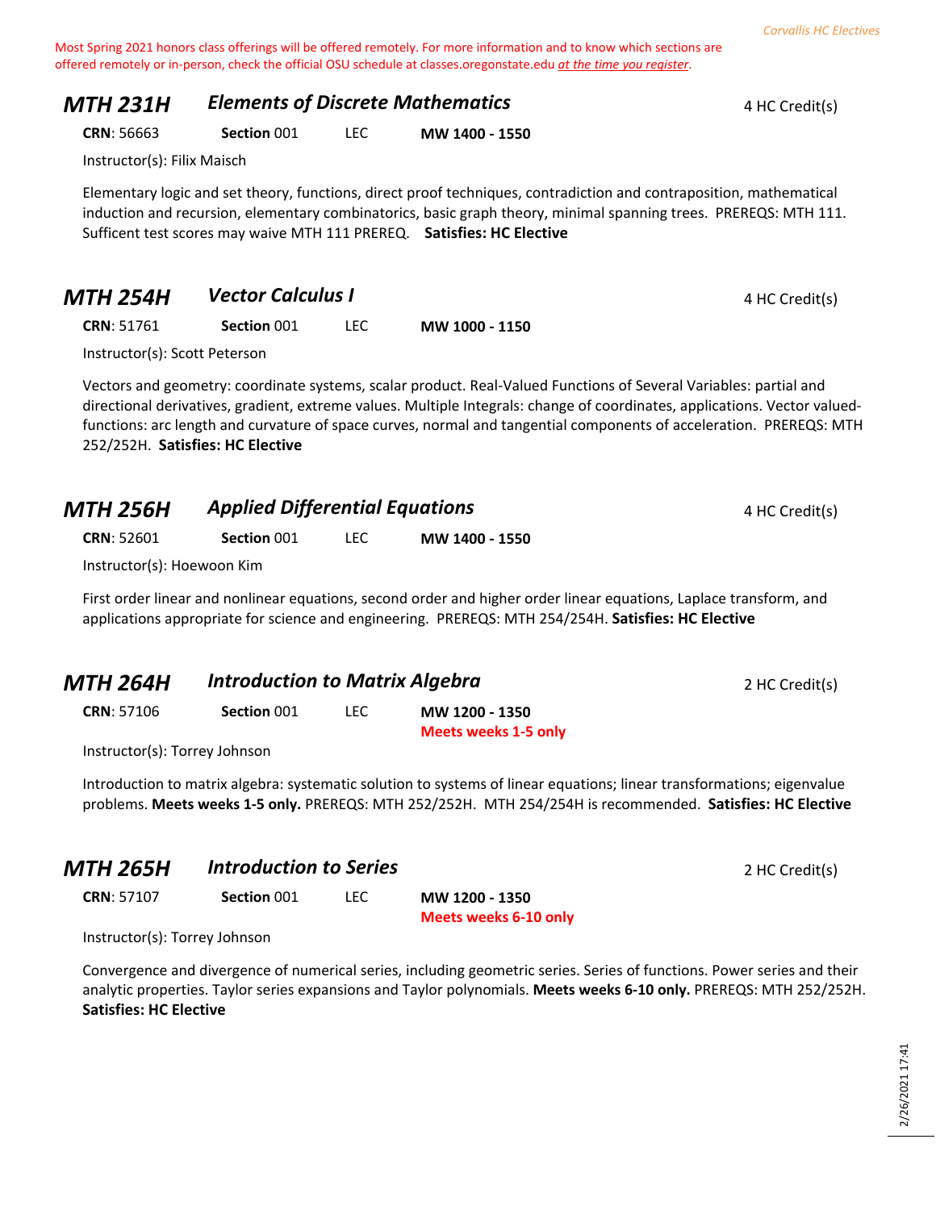Most Spring 2021 honors class offerings will be offered remotely. For more information and to know which sections are offered remotely or in-person, check the official OSU schedule at classes.oregonstate.edu *at the time you register*.

## MTH 231H — *Elements of Discrete Mathematics* — 4 HC Credit(s)

**CRN**: 56663 **Section** 001 LEC **MW 1400 - 1550**

Instructor(s): Filix Maisch

Elementary logic and set theory, functions, direct proof techniques, contradiction and contraposition, mathematical induction and recursion, elementary combinatorics, basic graph theory, minimal spanning trees. PREREQS: MTH 111. Sufficent test scores may waive MTH 111 PREREQ. **Satisfies: HC Elective**

## MTH 254H — *Vector Calculus I* — 4 HC Credit(s)

**CRN**: 51761 **Section** 001 LEC **MW 1000 - 1150**

Instructor(s): Scott Peterson

Vectors and geometry: coordinate systems, scalar product. Real-Valued Functions of Several Variables: partial and directional derivatives, gradient, extreme values. Multiple Integrals: change of coordinates, applications. Vector valued-functions: arc length and curvature of space curves, normal and tangential components of acceleration. PREREQS: MTH 252/252H. **Satisfies: HC Elective**

## MTH 256H — *Applied Differential Equations* — 4 HC Credit(s)

**CRN**: 52601 **Section** 001 LEC **MW 1400 - 1550**

Instructor(s): Hoewoon Kim

First order linear and nonlinear equations, second order and higher order linear equations, Laplace transform, and applications appropriate for science and engineering. PREREQS: MTH 254/254H. **Satisfies: HC Elective**

## MTH 264H — *Introduction to Matrix Algebra* — 2 HC Credit(s)

**CRN**: 57106 **Section** 001 LEC **MW 1200 - 1350**
**Meets weeks 1-5 only**

Instructor(s): Torrey Johnson

Introduction to matrix algebra: systematic solution to systems of linear equations; linear transformations; eigenvalue problems. **Meets weeks 1-5 only.** PREREQS: MTH 252/252H. MTH 254/254H is recommended. **Satisfies: HC Elective**

## MTH 265H — *Introduction to Series* — 2 HC Credit(s)

**CRN**: 57107 **Section** 001 LEC **MW 1200 - 1350**
**Meets weeks 6-10 only**

Instructor(s): Torrey Johnson

Convergence and divergence of numerical series, including geometric series. Series of functions. Power series and their analytic properties. Taylor series expansions and Taylor polynomials. **Meets weeks 6-10 only.** PREREQS: MTH 252/252H. **Satisfies: HC Elective**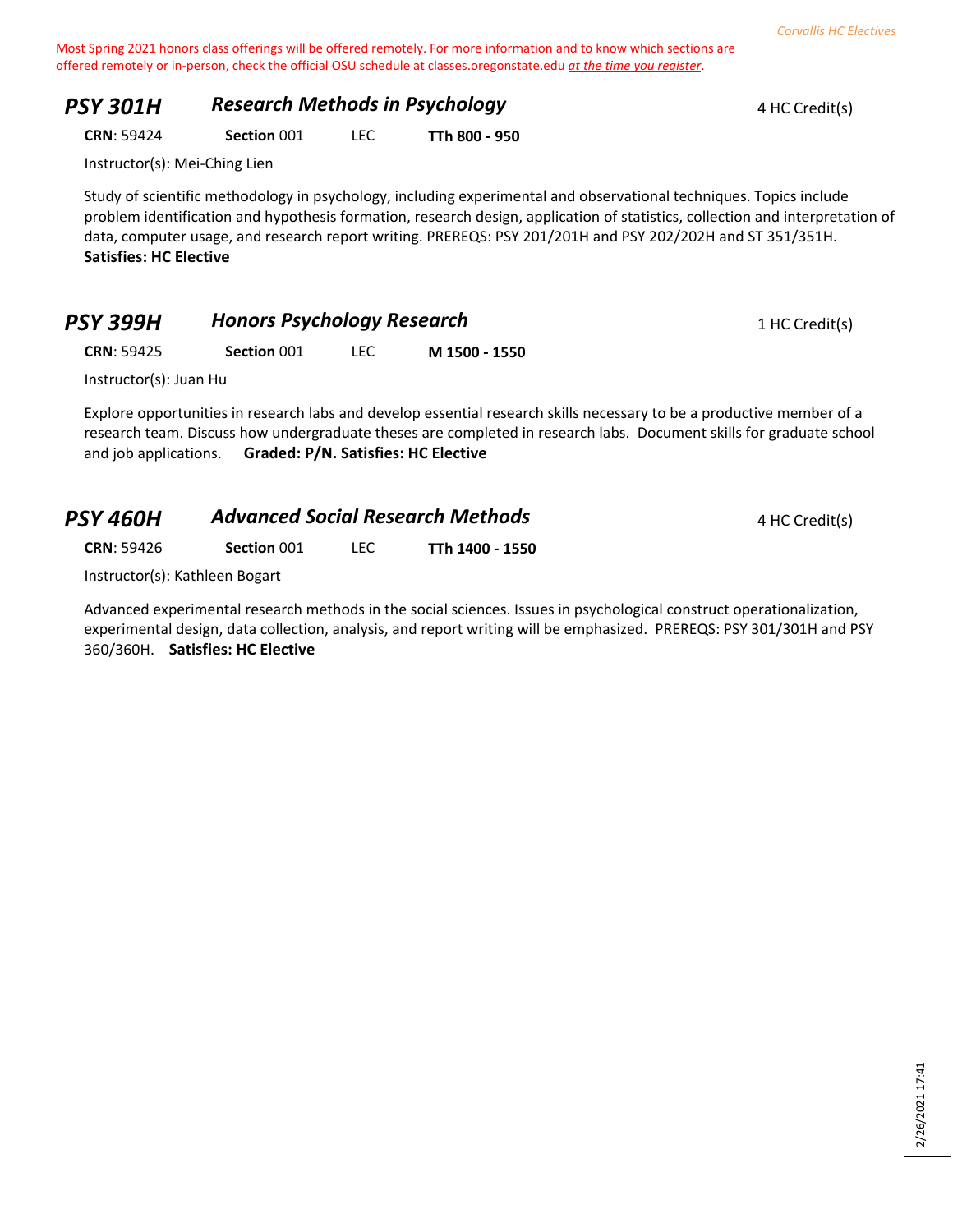Most Spring 2021 honors class offerings will be offered remotely. For more information and to know which sections are offered remotely or in-person, check the official OSU schedule at classes.oregonstate.edu *at the time you register*.

## *PSY 301H* *Research Methods in Psychology*

4 HC Credit(s)

**CRN**: 59424 **Section** 001 LEC **TTh 800 - 950**

Instructor(s): Mei-Ching Lien

Study of scientific methodology in psychology, including experimental and observational techniques. Topics include problem identification and hypothesis formation, research design, application of statistics, collection and interpretation of data, computer usage, and research report writing. PREREQS: PSY 201/201H and PSY 202/202H and ST 351/351H. **Satisfies: HC Elective**

## *PSY 399H* *Honors Psychology Research*

1 HC Credit(s)

**CRN**: 59425 **Section** 001 LEC **M 1500 - 1550**

Instructor(s): Juan Hu

Explore opportunities in research labs and develop essential research skills necessary to be a productive member of a research team. Discuss how undergraduate theses are completed in research labs. Document skills for graduate school and job applications. **Graded: P/N. Satisfies: HC Elective**

## *PSY 460H* *Advanced Social Research Methods*

4 HC Credit(s)

**CRN**: 59426 **Section** 001 LEC **TTh 1400 - 1550**

Instructor(s): Kathleen Bogart

Advanced experimental research methods in the social sciences. Issues in psychological construct operationalization, experimental design, data collection, analysis, and report writing will be emphasized. PREREQS: PSY 301/301H and PSY 360/360H. **Satisfies: HC Elective**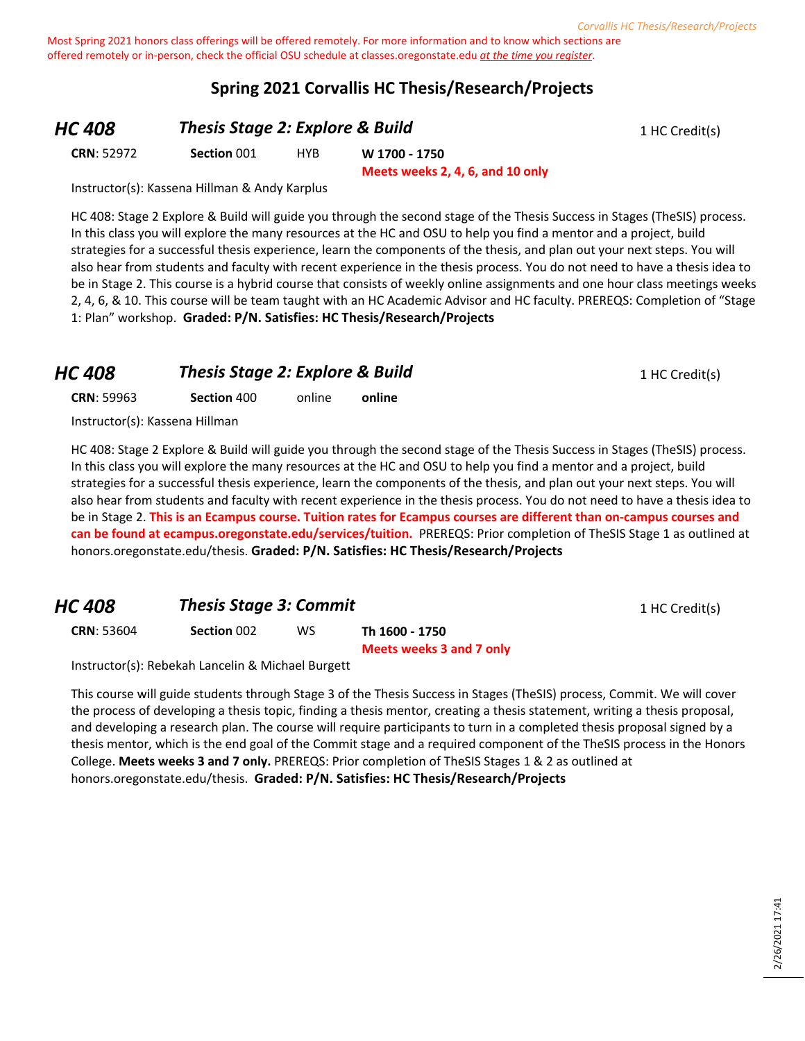Most Spring 2021 honors class offerings will be offered remotely. For more information and to know which sections are offered remotely or in-person, check the official OSU schedule at classes.oregonstate.edu *at the time you register*.

## Spring 2021 Corvallis HC Thesis/Research/Projects

### HC 408 — *Thesis Stage 2: Explore & Build* — 1 HC Credit(s)

**CRN**: 52972 **Section** 001 HYB **W 1700 - 1750**
**Meets weeks 2, 4, 6, and 10 only**

Instructor(s): Kassena Hillman & Andy Karplus

HC 408: Stage 2 Explore & Build will guide you through the second stage of the Thesis Success in Stages (TheSIS) process. In this class you will explore the many resources at the HC and OSU to help you find a mentor and a project, build strategies for a successful thesis experience, learn the components of the thesis, and plan out your next steps. You will also hear from students and faculty with recent experience in the thesis process. You do not need to have a thesis idea to be in Stage 2. This course is a hybrid course that consists of weekly online assignments and one hour class meetings weeks 2, 4, 6, & 10. This course will be team taught with an HC Academic Advisor and HC faculty. PREREQS: Completion of "Stage 1: Plan" workshop. **Graded: P/N. Satisfies: HC Thesis/Research/Projects**

### HC 408 — *Thesis Stage 2: Explore & Build* — 1 HC Credit(s)

**CRN**: 59963 **Section** 400 online **online**

Instructor(s): Kassena Hillman

HC 408: Stage 2 Explore & Build will guide you through the second stage of the Thesis Success in Stages (TheSIS) process. In this class you will explore the many resources at the HC and OSU to help you find a mentor and a project, build strategies for a successful thesis experience, learn the components of the thesis, and plan out your next steps. You will also hear from students and faculty with recent experience in the thesis process. You do not need to have a thesis idea to be in Stage 2. **This is an Ecampus course. Tuition rates for Ecampus courses are different than on-campus courses and can be found at ecampus.oregonstate.edu/services/tuition.** PREREQS: Prior completion of TheSIS Stage 1 as outlined at honors.oregonstate.edu/thesis. **Graded: P/N. Satisfies: HC Thesis/Research/Projects**

### HC 408 — *Thesis Stage 3: Commit* — 1 HC Credit(s)

**CRN**: 53604 **Section** 002 WS **Th 1600 - 1750**
**Meets weeks 3 and 7 only**

Instructor(s): Rebekah Lancelin & Michael Burgett

This course will guide students through Stage 3 of the Thesis Success in Stages (TheSIS) process, Commit. We will cover the process of developing a thesis topic, finding a thesis mentor, creating a thesis statement, writing a thesis proposal, and developing a research plan. The course will require participants to turn in a completed thesis proposal signed by a thesis mentor, which is the end goal of the Commit stage and a required component of the TheSIS process in the Honors College. **Meets weeks 3 and 7 only.** PREREQS: Prior completion of TheSIS Stages 1 & 2 as outlined at honors.oregonstate.edu/thesis. **Graded: P/N. Satisfies: HC Thesis/Research/Projects**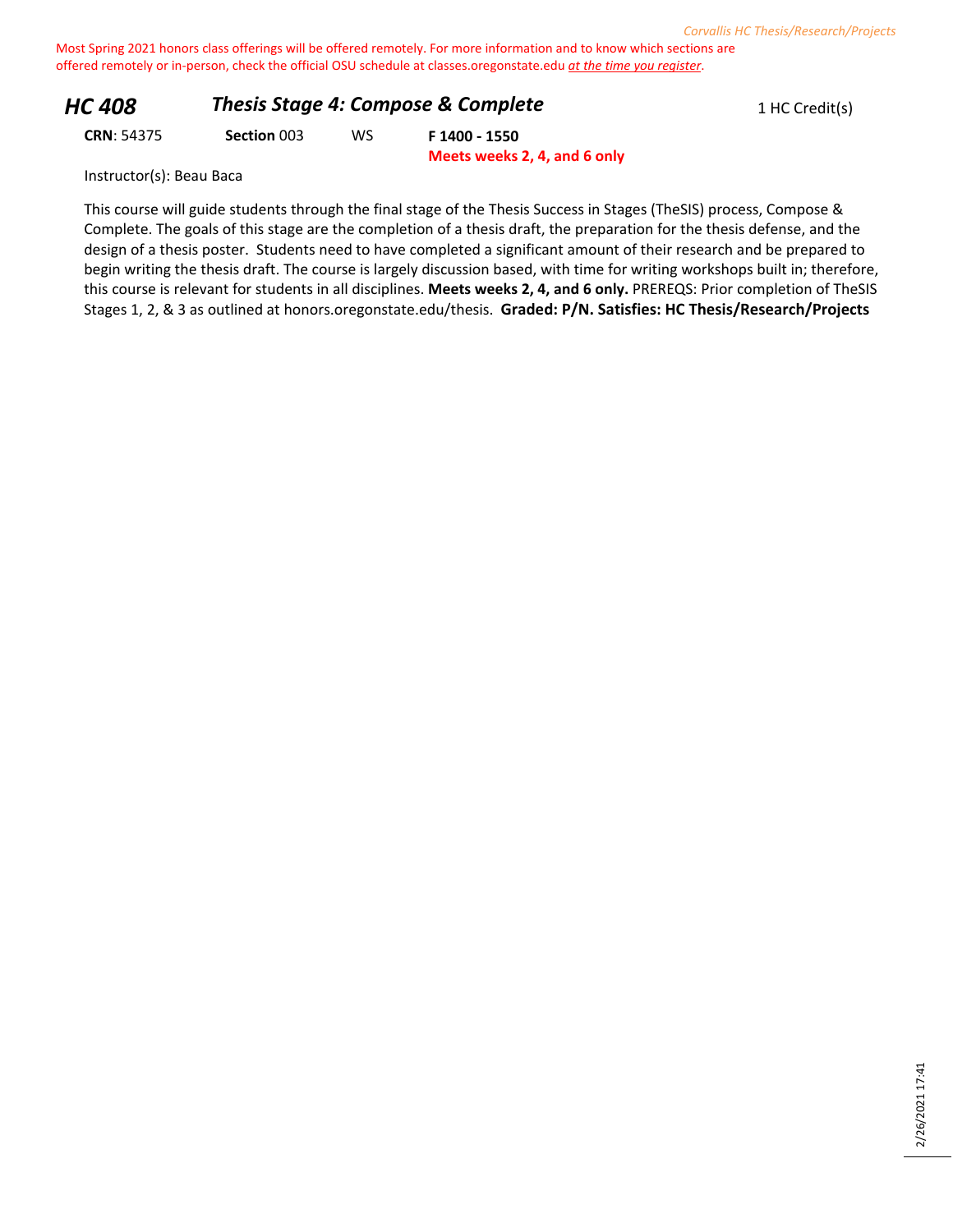Most Spring 2021 honors class offerings will be offered remotely. For more information and to know which sections are offered remotely or in-person, check the official OSU schedule at classes.oregonstate.edu *at the time you register*.

## *HC 408* *Thesis Stage 4: Compose & Complete* 1 HC Credit(s)

**CRN**: 54375 **Section** 003 WS **F 1400 - 1550**
**Meets weeks 2, 4, and 6 only**

Instructor(s): Beau Baca

This course will guide students through the final stage of the Thesis Success in Stages (TheSIS) process, Compose & Complete. The goals of this stage are the completion of a thesis draft, the preparation for the thesis defense, and the design of a thesis poster. Students need to have completed a significant amount of their research and be prepared to begin writing the thesis draft. The course is largely discussion based, with time for writing workshops built in; therefore, this course is relevant for students in all disciplines. **Meets weeks 2, 4, and 6 only.** PREREQS: Prior completion of TheSIS Stages 1, 2, & 3 as outlined at honors.oregonstate.edu/thesis. **Graded: P/N. Satisfies: HC Thesis/Research/Projects**